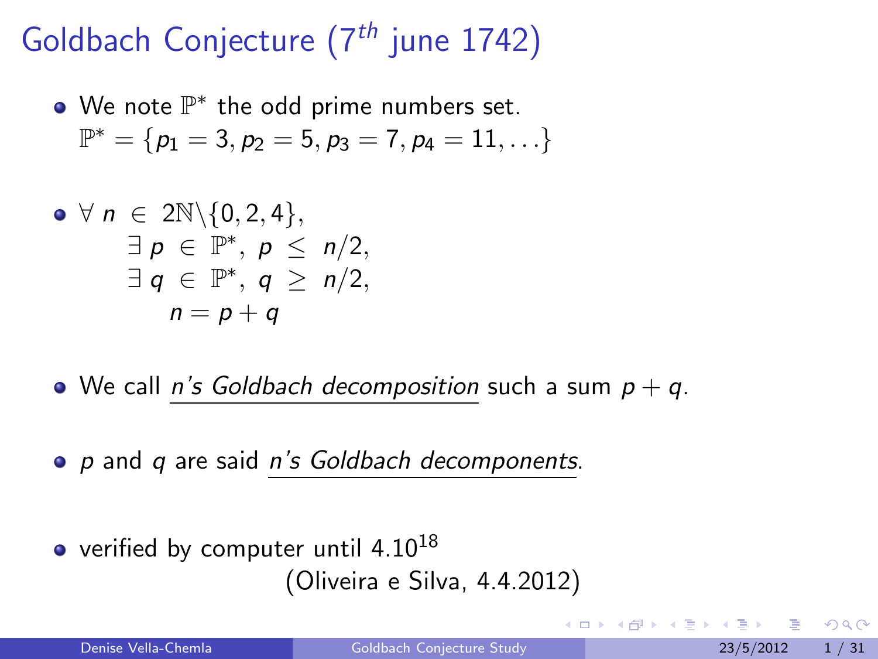# Goldbach Conjecture ($7^{th}$ june 1742)

- We note $\mathbb{P}^*$ the odd prime numbers set.
  $\mathbb{P}^* = \{p_1 = 3, p_2 = 5, p_3 = 7, p_4 = 11, \ldots\}$

- $\forall\ n \in 2\mathbb{N}\backslash\{0, 2, 4\},$
  $$\begin{aligned} &\exists\ p \in \mathbb{P}^*,\ p \leq n/2, \\ &\exists\ q \in \mathbb{P}^*,\ q \geq n/2, \\ &\quad n = p + q \end{aligned}$$

- We call *n's Goldbach decomposition* such a sum $p + q$.

- $p$ and $q$ are said *n's Goldbach decomponents*.

- verified by computer until $4.10^{18}$
  (Oliveira e Silva, 4.4.2012)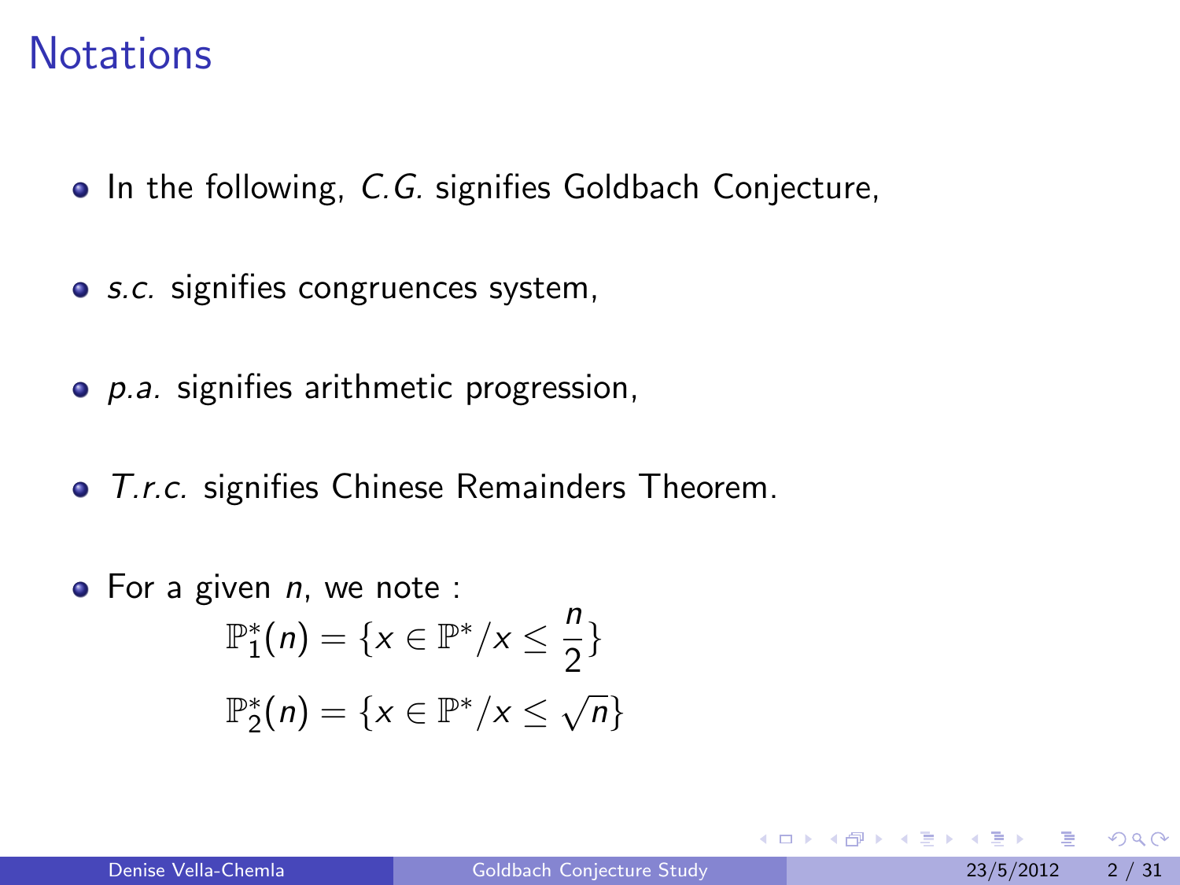# Notations

- In the following, *C.G.* signifies Goldbach Conjecture,
- *s.c.* signifies congruences system,
- *p.a.* signifies arithmetic progression,
- *T.r.c.* signifies Chinese Remainders Theorem.
- For a given $n$, we note :

$$\mathbb{P}_1^*(n) = \{x \in \mathbb{P}^* / x \leq \frac{n}{2}\}$$

$$\mathbb{P}_2^*(n) = \{x \in \mathbb{P}^* / x \leq \sqrt{n}\}$$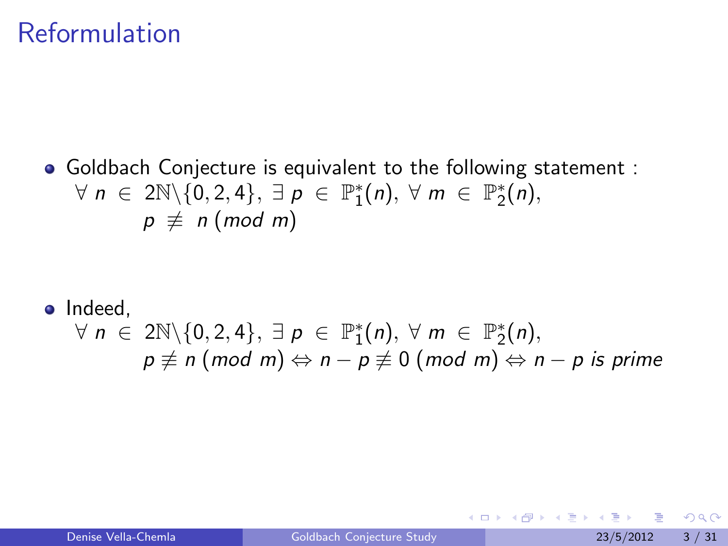# Reformulation

- Goldbach Conjecture is equivalent to the following statement :
  $\forall\ n\ \in\ 2\mathbb{N}\backslash\{0,2,4\},\ \exists\ p\ \in\ \mathbb{P}_1^*(n),\ \forall\ m\ \in\ \mathbb{P}_2^*(n),$
  $p\ \not\equiv\ n\ (mod\ m)$

- Indeed,
  $\forall\ n\ \in\ 2\mathbb{N}\backslash\{0,2,4\},\ \exists\ p\ \in\ \mathbb{P}_1^*(n),\ \forall\ m\ \in\ \mathbb{P}_2^*(n),$
  $p \not\equiv n\ (mod\ m) \Leftrightarrow n-p \not\equiv 0\ (mod\ m) \Leftrightarrow n-p\ is\ prime$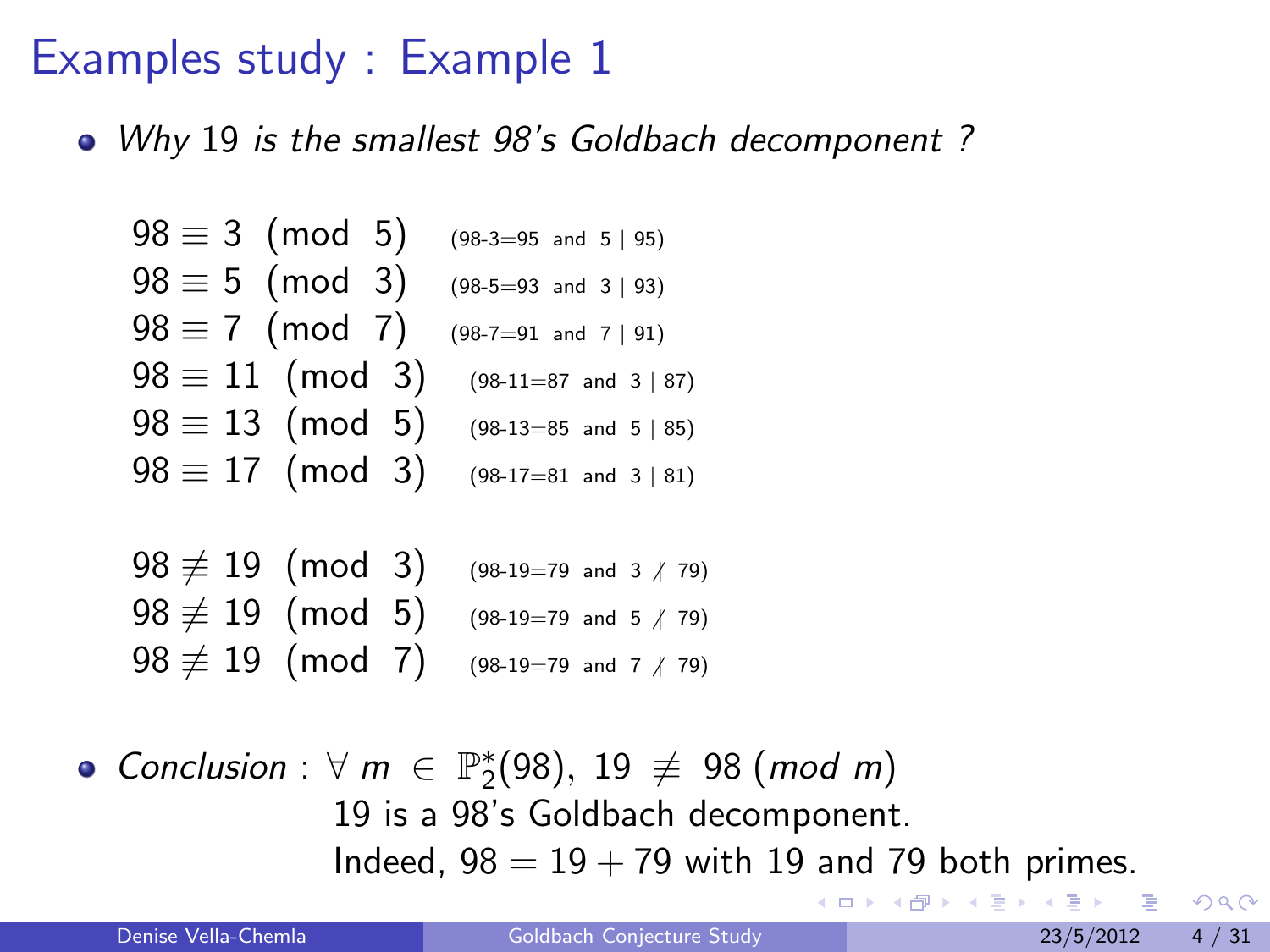# Examples study : Example 1

- *Why* 19 *is the smallest 98's Goldbach decomponent ?*

$98 \equiv 3 \pmod{5}$ (98-3=95 and $5 \mid 95$)
$98 \equiv 5 \pmod{3}$ (98-5=93 and $3 \mid 93$)
$98 \equiv 7 \pmod{7}$ (98-7=91 and $7 \mid 91$)
$98 \equiv 11 \pmod{3}$ (98-11=87 and $3 \mid 87$)
$98 \equiv 13 \pmod{5}$ (98-13=85 and $5 \mid 85$)
$98 \equiv 17 \pmod{3}$ (98-17=81 and $3 \mid 81$)

$98 \not\equiv 19 \pmod{3}$ (98-19=79 and $3 \nmid 79$)
$98 \not\equiv 19 \pmod{5}$ (98-19=79 and $5 \nmid 79$)
$98 \not\equiv 19 \pmod{7}$ (98-19=79 and $7 \nmid 79$)

- *Conclusion* : $\forall\ m \in \mathbb{P}_2^*(98),\ 19 \not\equiv 98 \ (mod\ m)$
  19 is a 98's Goldbach decomponent.
  Indeed, $98 = 19 + 79$ with 19 and 79 both primes.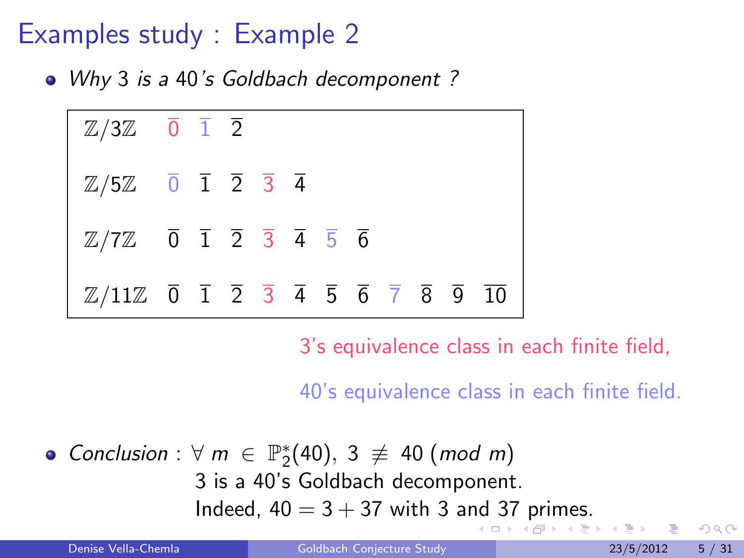# Examples study : Example 2

- *Why* 3 *is a* 40*'s Goldbach decomponent ?*

| | | | | | | | | | | | |
|---|---|---|---|---|---|---|---|---|---|---|---|
| $\mathbb{Z}/3\mathbb{Z}$ | $\overline{0}$ | $\overline{1}$ | $\overline{2}$ | | | | | | | | |
| $\mathbb{Z}/5\mathbb{Z}$ | $\overline{0}$ | $\overline{1}$ | $\overline{2}$ | $\overline{3}$ | $\overline{4}$ | | | | | | |
| $\mathbb{Z}/7\mathbb{Z}$ | $\overline{0}$ | $\overline{1}$ | $\overline{2}$ | $\overline{3}$ | $\overline{4}$ | $\overline{5}$ | $\overline{6}$ | | | | |
| $\mathbb{Z}/11\mathbb{Z}$ | $\overline{0}$ | $\overline{1}$ | $\overline{2}$ | $\overline{3}$ | $\overline{4}$ | $\overline{5}$ | $\overline{6}$ | $\overline{7}$ | $\overline{8}$ | $\overline{9}$ | $\overline{10}$ |

3's equivalence class in each finite field,

40's equivalence class in each finite field.

- *Conclusion* : $\forall\ m\ \in\ \mathbb{P}_2^*(40),\ 3\ \not\equiv\ 40\ (mod\ m)$
  3 is a 40's Goldbach decomponent.
  Indeed, $40 = 3 + 37$ with 3 and 37 primes.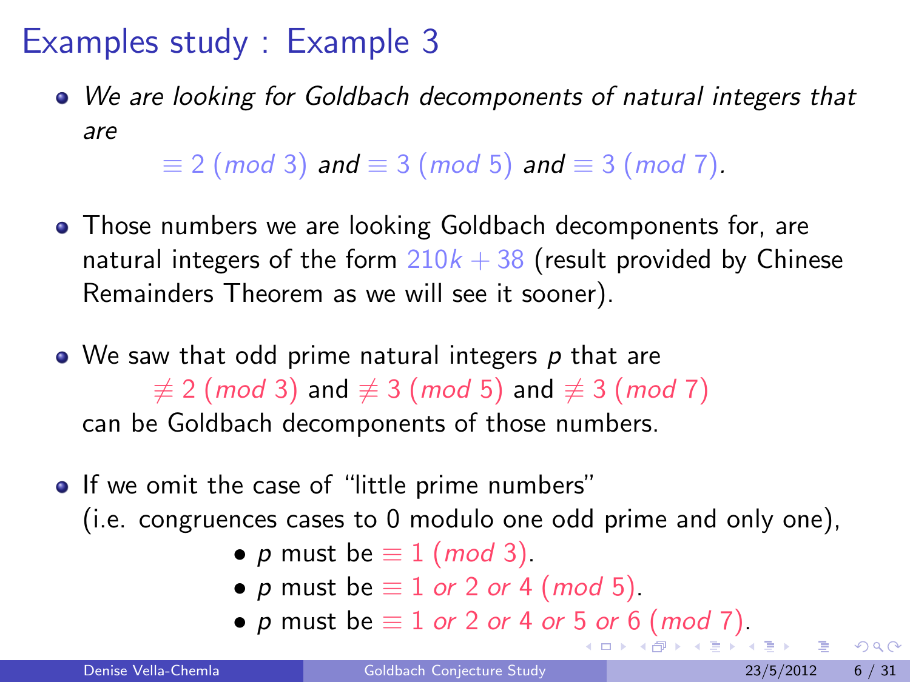# Examples study : Example 3

- *We are looking for Goldbach decomponents of natural integers that are*

  $\equiv 2 \ (mod\ 3)$ *and* $\equiv 3 \ (mod\ 5)$ *and* $\equiv 3 \ (mod\ 7)$.

- Those numbers we are looking Goldbach decomponents for, are natural integers of the form $210k + 38$ (result provided by Chinese Remainders Theorem as we will see it sooner).

- We saw that odd prime natural integers $p$ that are

  $\not\equiv 2 \ (mod\ 3)$ and $\not\equiv 3 \ (mod\ 5)$ and $\not\equiv 3 \ (mod\ 7)$

  can be Goldbach decomponents of those numbers.

- If we omit the case of "little prime numbers"
  (i.e. congruences cases to 0 modulo one odd prime and only one),
  - $p$ must be $\equiv 1 \ (mod\ 3)$.
  - $p$ must be $\equiv 1$ *or* $2$ *or* $4 \ (mod\ 5)$.
  - $p$ must be $\equiv 1$ *or* $2$ *or* $4$ *or* $5$ *or* $6 \ (mod\ 7)$.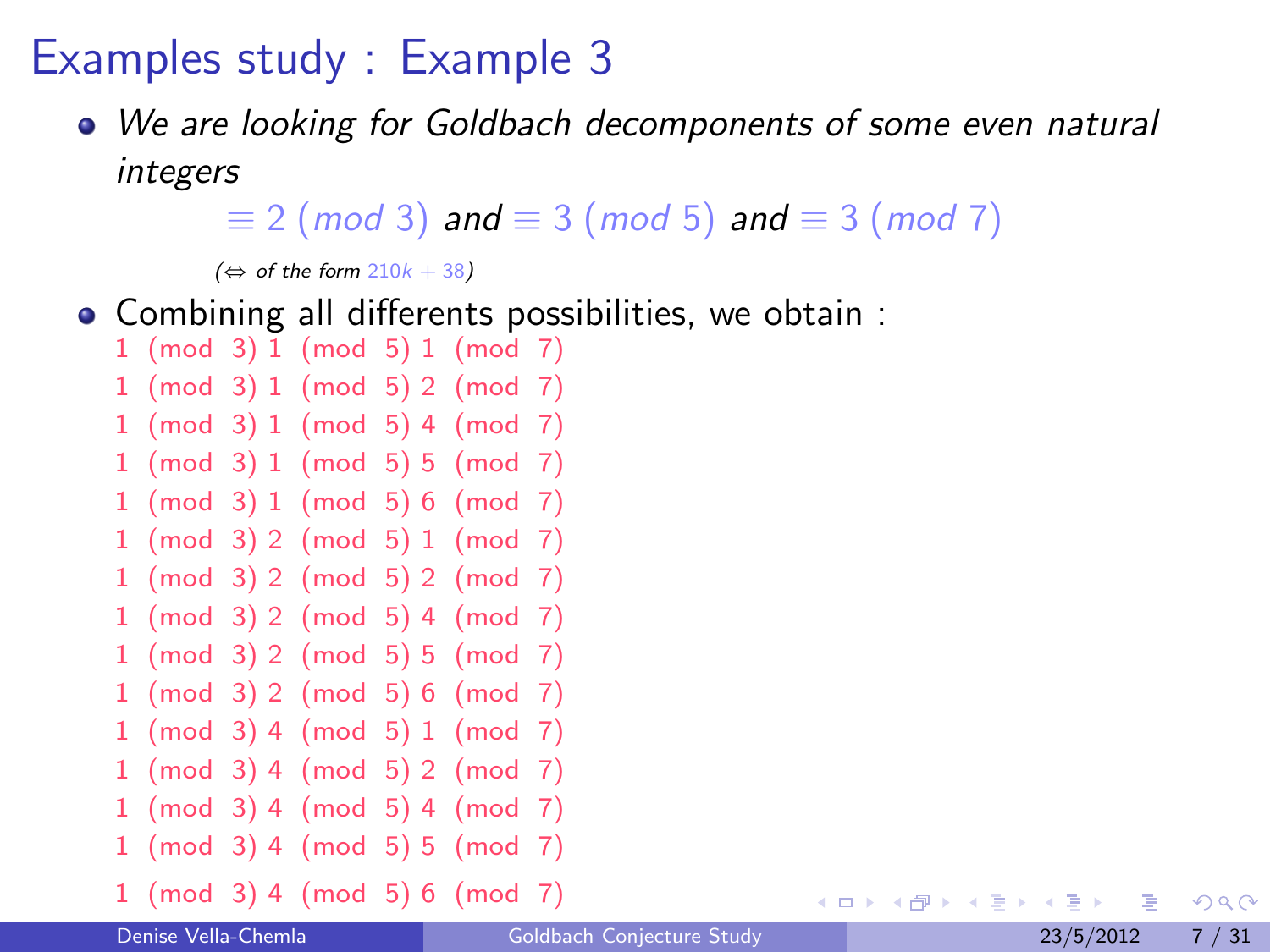# Examples study : Example 3

- *We are looking for Goldbach decomponents of some even natural integers*

  $\equiv 2 \ (mod \ 3)$ *and* $\equiv 3 \ (mod \ 5)$ *and* $\equiv 3 \ (mod \ 7)$

  *($\Leftrightarrow$ of the form* $210k + 38$*)*

- Combining all differents possibilities, we obtain :

  1 (mod 3) 1 (mod 5) 1 (mod 7)
  1 (mod 3) 1 (mod 5) 2 (mod 7)
  1 (mod 3) 1 (mod 5) 4 (mod 7)
  1 (mod 3) 1 (mod 5) 5 (mod 7)
  1 (mod 3) 1 (mod 5) 6 (mod 7)
  1 (mod 3) 2 (mod 5) 1 (mod 7)
  1 (mod 3) 2 (mod 5) 2 (mod 7)
  1 (mod 3) 2 (mod 5) 4 (mod 7)
  1 (mod 3) 2 (mod 5) 5 (mod 7)
  1 (mod 3) 2 (mod 5) 6 (mod 7)
  1 (mod 3) 4 (mod 5) 1 (mod 7)
  1 (mod 3) 4 (mod 5) 2 (mod 7)
  1 (mod 3) 4 (mod 5) 4 (mod 7)
  1 (mod 3) 4 (mod 5) 5 (mod 7)
  1 (mod 3) 4 (mod 5) 6 (mod 7)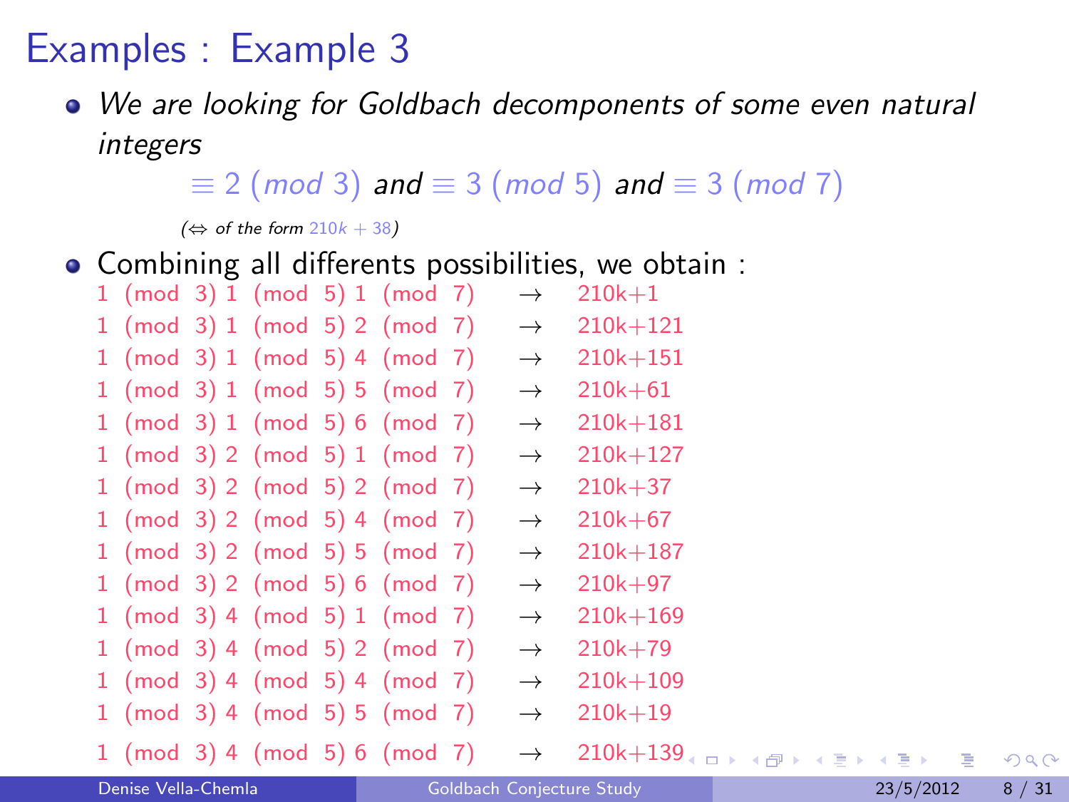## Examples : Example 3

- *We are looking for Goldbach decomponents of some even natural integers*

  $\equiv 2 \ (mod\ 3)$ *and* $\equiv 3 \ (mod\ 5)$ *and* $\equiv 3 \ (mod\ 7)$

  ($\Leftrightarrow$ *of the form* $210k + 38$)

- Combining all differents possibilities, we obtain :

1 (mod 3) 1 (mod 5) 1 (mod 7) $\rightarrow$ 210k+1
1 (mod 3) 1 (mod 5) 2 (mod 7) $\rightarrow$ 210k+121
1 (mod 3) 1 (mod 5) 4 (mod 7) $\rightarrow$ 210k+151
1 (mod 3) 1 (mod 5) 5 (mod 7) $\rightarrow$ 210k+61
1 (mod 3) 1 (mod 5) 6 (mod 7) $\rightarrow$ 210k+181
1 (mod 3) 2 (mod 5) 1 (mod 7) $\rightarrow$ 210k+127
1 (mod 3) 2 (mod 5) 2 (mod 7) $\rightarrow$ 210k+37
1 (mod 3) 2 (mod 5) 4 (mod 7) $\rightarrow$ 210k+67
1 (mod 3) 2 (mod 5) 5 (mod 7) $\rightarrow$ 210k+187
1 (mod 3) 2 (mod 5) 6 (mod 7) $\rightarrow$ 210k+97
1 (mod 3) 4 (mod 5) 1 (mod 7) $\rightarrow$ 210k+169
1 (mod 3) 4 (mod 5) 2 (mod 7) $\rightarrow$ 210k+79
1 (mod 3) 4 (mod 5) 4 (mod 7) $\rightarrow$ 210k+109
1 (mod 3) 4 (mod 5) 5 (mod 7) $\rightarrow$ 210k+19
1 (mod 3) 4 (mod 5) 6 (mod 7) $\rightarrow$ 210k+139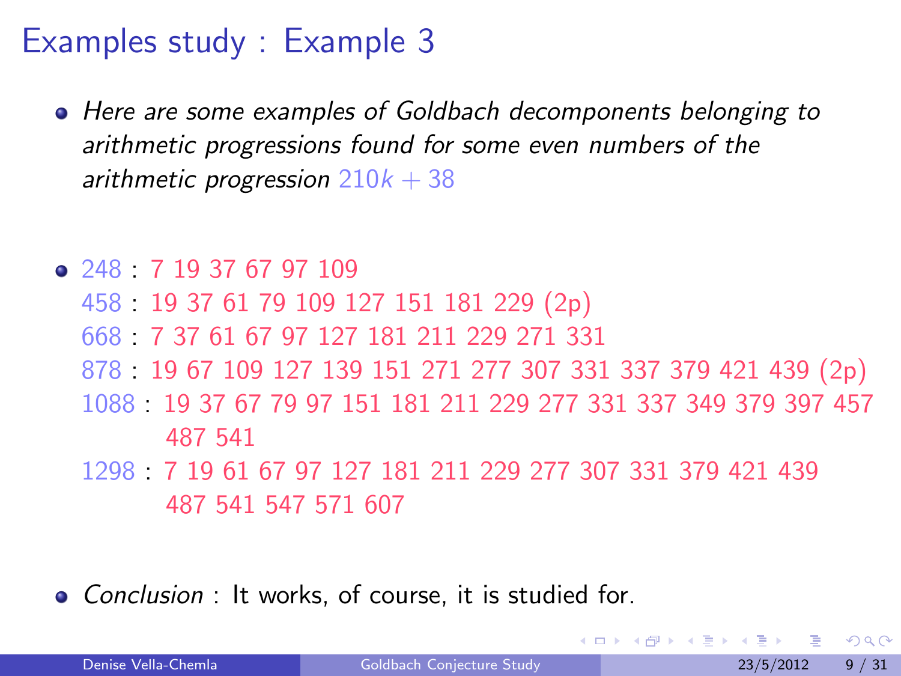# Examples study : Example 3

- *Here are some examples of Goldbach decomponents belonging to arithmetic progressions found for some even numbers of the arithmetic progression* $210k + 38$

- 248 : 7 19 37 67 97 109
  458 : 19 37 61 79 109 127 151 181 229 (2p)
  668 : 7 37 61 67 97 127 181 211 229 271 331
  878 : 19 67 109 127 139 151 271 277 307 331 337 379 421 439 (2p)
  1088 : 19 37 67 79 97 151 181 211 229 277 331 337 349 379 397 457 487 541
  1298 : 7 19 61 67 97 127 181 211 229 277 307 331 379 421 439 487 541 547 571 607

- *Conclusion* : It works, of course, it is studied for.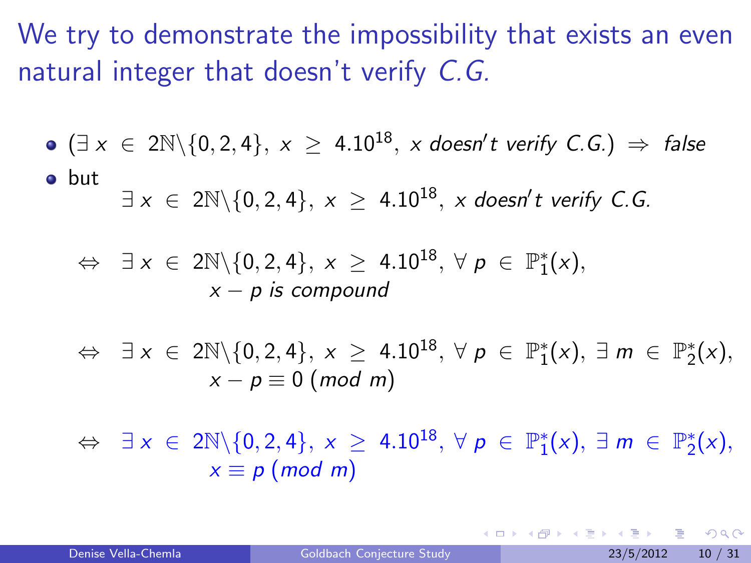We try to demonstrate the impossibility that exists an even natural integer that doesn't verify *C.G.*

- $(\exists\, x \in 2\mathbb{N}\backslash\{0,2,4\},\ x \geq 4.10^{18},\ x\ \textit{doesn't verify C.G.}) \Rightarrow \textit{false}$
- but

$$\exists\, x \in 2\mathbb{N}\backslash\{0,2,4\},\ x \geq 4.10^{18},\ x\ \textit{doesn't verify C.G.}$$

$$\Leftrightarrow\ \exists\, x \in 2\mathbb{N}\backslash\{0,2,4\},\ x \geq 4.10^{18},\ \forall\, p \in \mathbb{P}_1^*(x),\ x-p\ \textit{is compound}$$

$$\Leftrightarrow\ \exists\, x \in 2\mathbb{N}\backslash\{0,2,4\},\ x \geq 4.10^{18},\ \forall\, p \in \mathbb{P}_1^*(x),\ \exists\, m \in \mathbb{P}_2^*(x),\ x-p \equiv 0\ (mod\ m)$$

$$\Leftrightarrow\ \exists\, x \in 2\mathbb{N}\backslash\{0,2,4\},\ x \geq 4.10^{18},\ \forall\, p \in \mathbb{P}_1^*(x),\ \exists\, m \in \mathbb{P}_2^*(x),\ x \equiv p\ (mod\ m)$$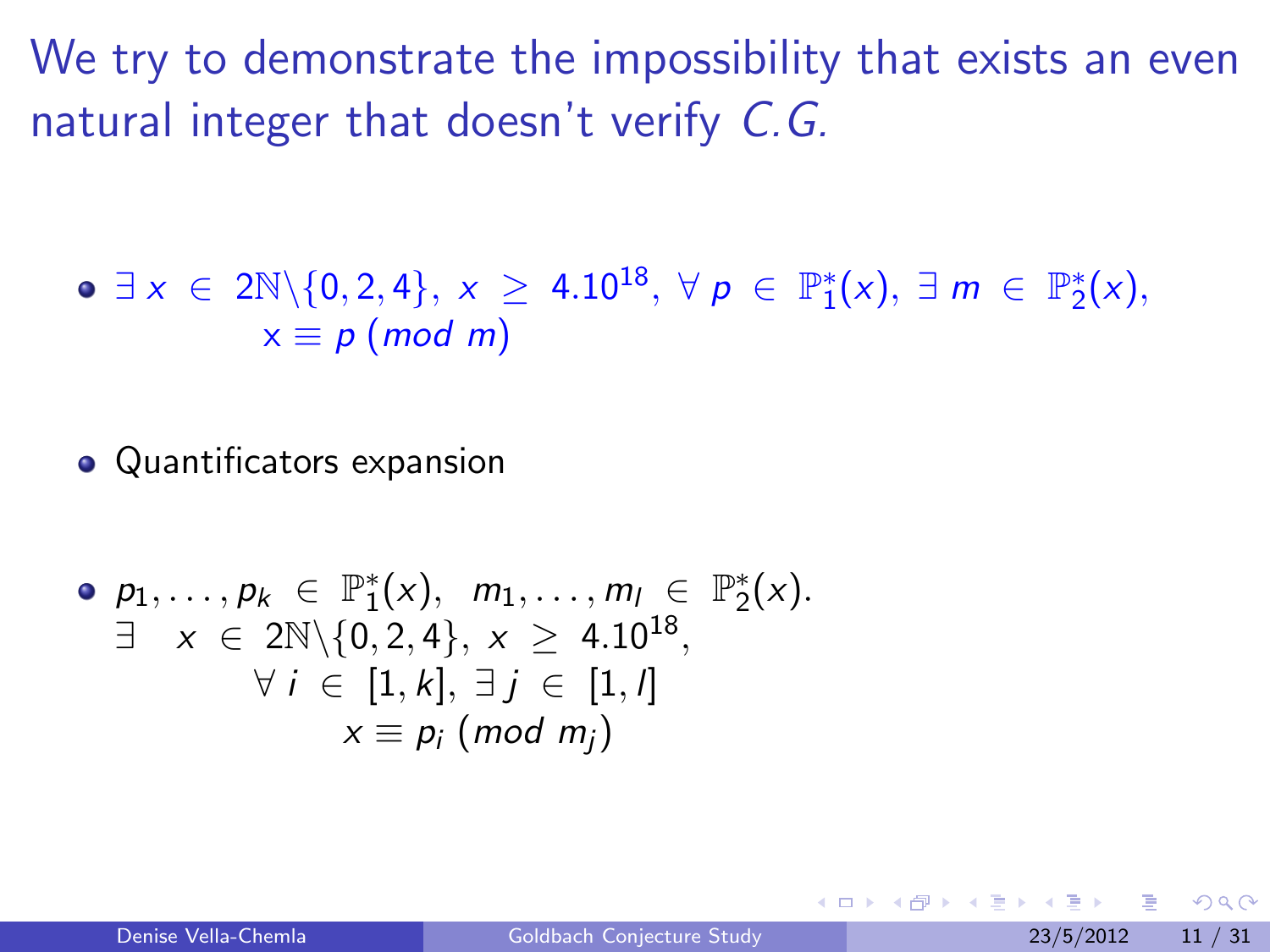## We try to demonstrate the impossibility that exists an even natural integer that doesn't verify *C.G.*

- $\exists\ x\ \in\ 2\mathbb{N}\backslash\{0,2,4\},\ x\ \geq\ 4.10^{18},\ \forall\ p\ \in\ \mathbb{P}_1^*(x),\ \exists\ m\ \in\ \mathbb{P}_2^*(x),$
  $x \equiv p\ (mod\ m)$

- Quantificators expansion

- $p_1, \ldots, p_k\ \in\ \mathbb{P}_1^*(x),\ \ m_1, \ldots, m_l\ \in\ \mathbb{P}_2^*(x).$
  $\exists\ \ \ x\ \in\ 2\mathbb{N}\backslash\{0,2,4\},\ x\ \geq\ 4.10^{18},$
  $\forall\ i\ \in\ [1,k],\ \exists\ j\ \in\ [1,l]$
  $x \equiv p_i\ (mod\ m_j)$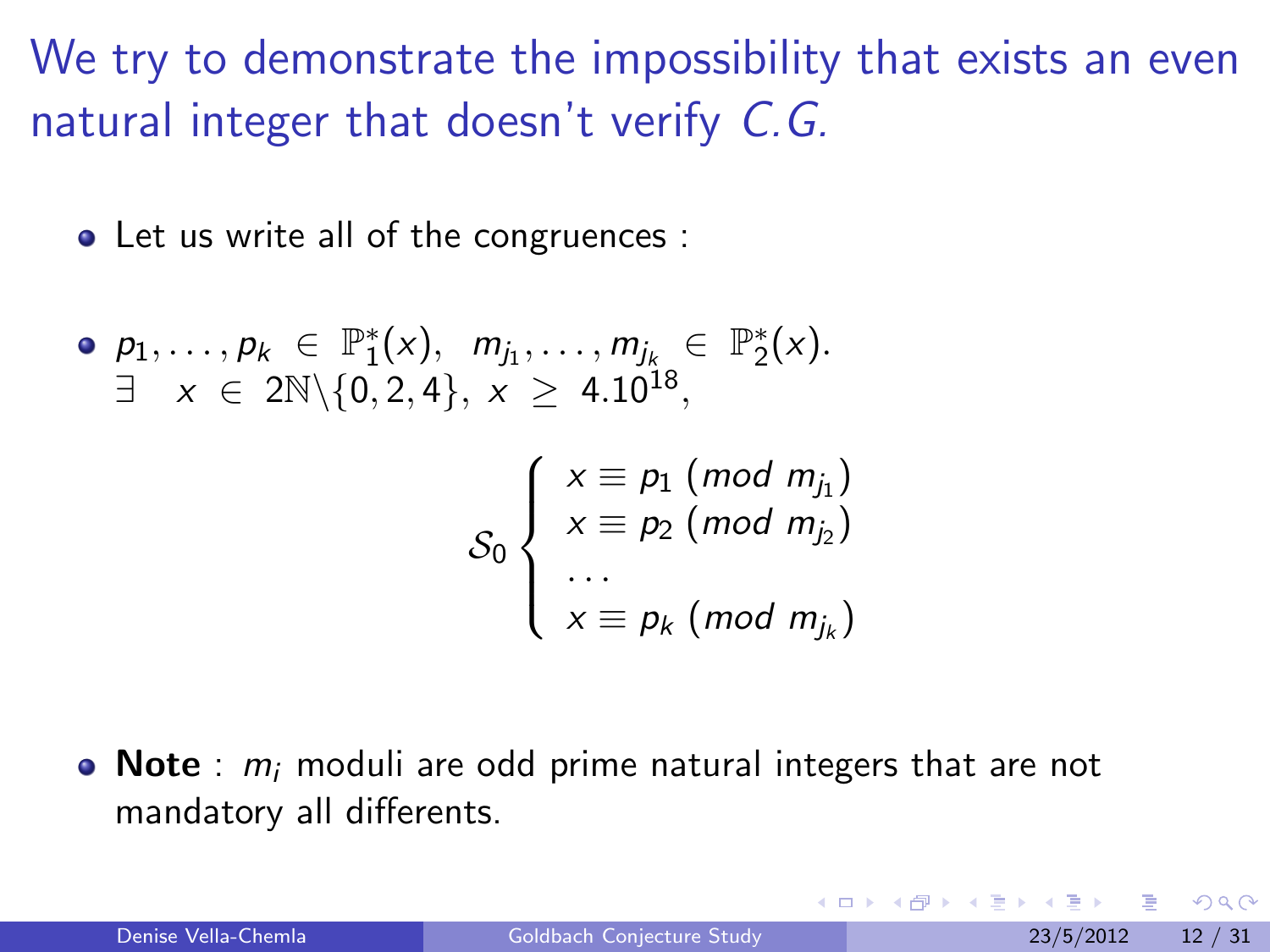## We try to demonstrate the impossibility that exists an even natural integer that doesn't verify *C.G.*

- Let us write all of the congruences :

- $p_1, \ldots, p_k \in \mathbb{P}_1^*(x), \;\; m_{j_1}, \ldots, m_{j_k} \in \mathbb{P}_2^*(x).$
  $\exists \;\; x \in 2\mathbb{N}\backslash\{0, 2, 4\}, \; x \geq 4.10^{18},$

$$\mathcal{S}_0 \left\{ \begin{array}{l} x \equiv p_1 \; (mod \; m_{j_1}) \\ x \equiv p_2 \; (mod \; m_{j_2}) \\ \ldots \\ x \equiv p_k \; (mod \; m_{j_k}) \end{array} \right.$$

- **Note** : $m_i$ moduli are odd prime natural integers that are not mandatory all differents.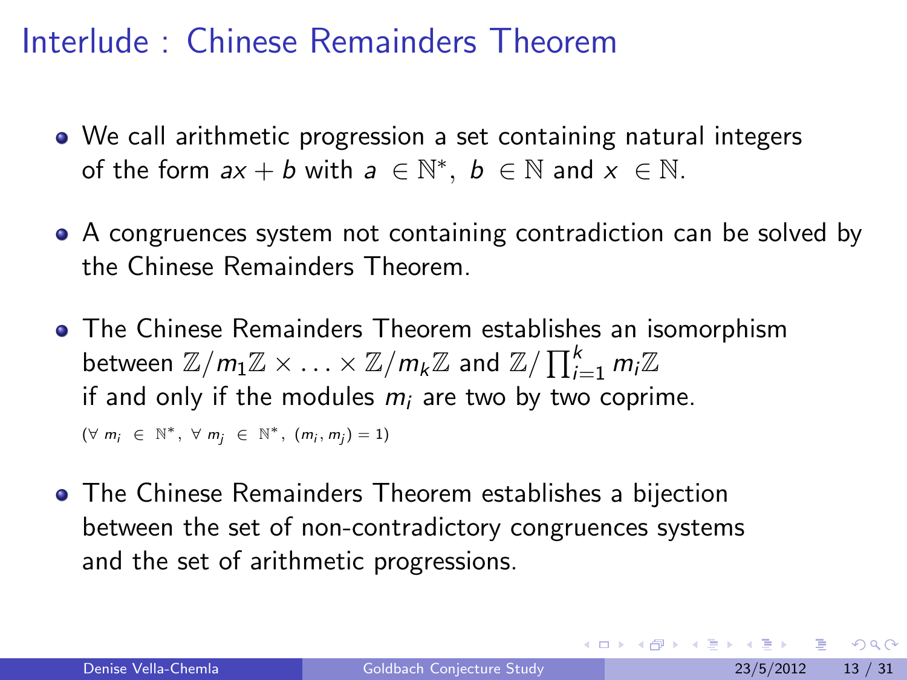# Interlude : Chinese Remainders Theorem

- We call arithmetic progression a set containing natural integers of the form $ax + b$ with $a \in \mathbb{N}^*,\ b \in \mathbb{N}$ and $x \in \mathbb{N}$.

- A congruences system not containing contradiction can be solved by the Chinese Remainders Theorem.

- The Chinese Remainders Theorem establishes an isomorphism between $\mathbb{Z}/m_1\mathbb{Z} \times \ldots \times \mathbb{Z}/m_k\mathbb{Z}$ and $\mathbb{Z}/\prod_{i=1}^{k} m_i\mathbb{Z}$ if and only if the modules $m_i$ are two by two coprime.
  $(\forall\ m_i \in \mathbb{N}^*,\ \forall\ m_j \in \mathbb{N}^*,\ (m_i, m_j) = 1)$

- The Chinese Remainders Theorem establishes a bijection between the set of non-contradictory congruences systems and the set of arithmetic progressions.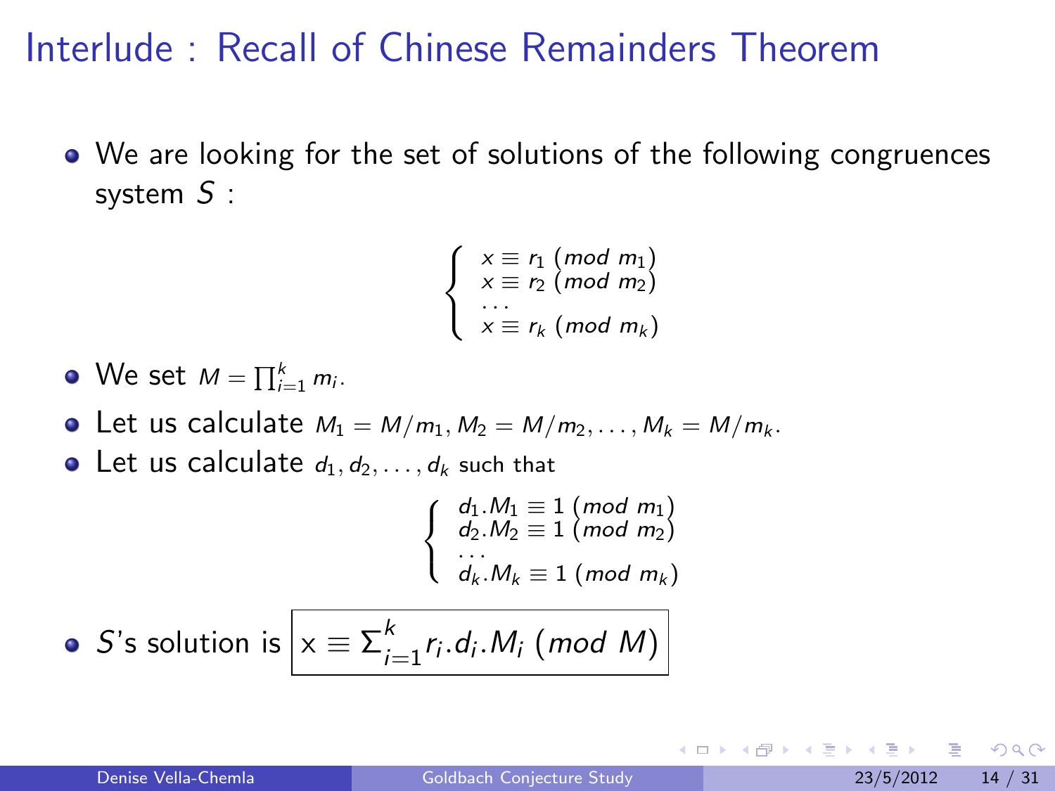# Interlude : Recall of Chinese Remainders Theorem

- We are looking for the set of solutions of the following congruences system $S$ :

$$\begin{cases} x \equiv r_1 \ (mod\ m_1) \\ x \equiv r_2 \ (mod\ m_2) \\ \ldots \\ x \equiv r_k \ (mod\ m_k) \end{cases}$$

- We set $M = \prod_{i=1}^{k} m_i$.
- Let us calculate $M_1 = M/m_1, M_2 = M/m_2, \ldots, M_k = M/m_k$.
- Let us calculate $d_1, d_2, \ldots, d_k$ such that

$$\begin{cases} d_1.M_1 \equiv 1 \ (mod\ m_1) \\ d_2.M_2 \equiv 1 \ (mod\ m_2) \\ \ldots \\ d_k.M_k \equiv 1 \ (mod\ m_k) \end{cases}$$

- $S$'s solution is $\boxed{x \equiv \Sigma_{i=1}^{k} r_i.d_i.M_i \ (mod\ M)}$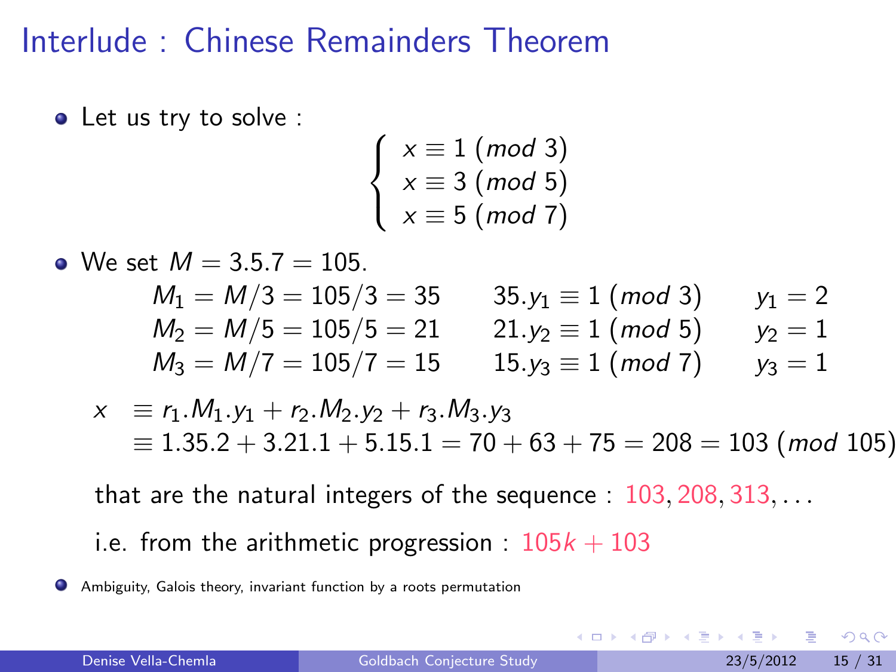# Interlude : Chinese Remainders Theorem

- Let us try to solve :

$$\begin{cases} x \equiv 1 \ (mod\ 3) \\ x \equiv 3 \ (mod\ 5) \\ x \equiv 5 \ (mod\ 7) \end{cases}$$

- We set $M = 3.5.7 = 105$.

$$\begin{array}{lll} M_1 = M/3 = 105/3 = 35 & 35.y_1 \equiv 1 \ (mod\ 3) & y_1 = 2 \\ M_2 = M/5 = 105/5 = 21 & 21.y_2 \equiv 1 \ (mod\ 5) & y_2 = 1 \\ M_3 = M/7 = 105/7 = 15 & 15.y_3 \equiv 1 \ (mod\ 7) & y_3 = 1 \end{array}$$

$$\begin{aligned} x &\equiv r_1.M_1.y_1 + r_2.M_2.y_2 + r_3.M_3.y_3 \\ &\equiv 1.35.2 + 3.21.1 + 5.15.1 = 70 + 63 + 75 = 208 = 103 \ (mod\ 105) \end{aligned}$$

that are the natural integers of the sequence : $103, 208, 313, \ldots$

i.e. from the arithmetic progression : $105k + 103$

- Ambiguity, Galois theory, invariant function by a roots permutation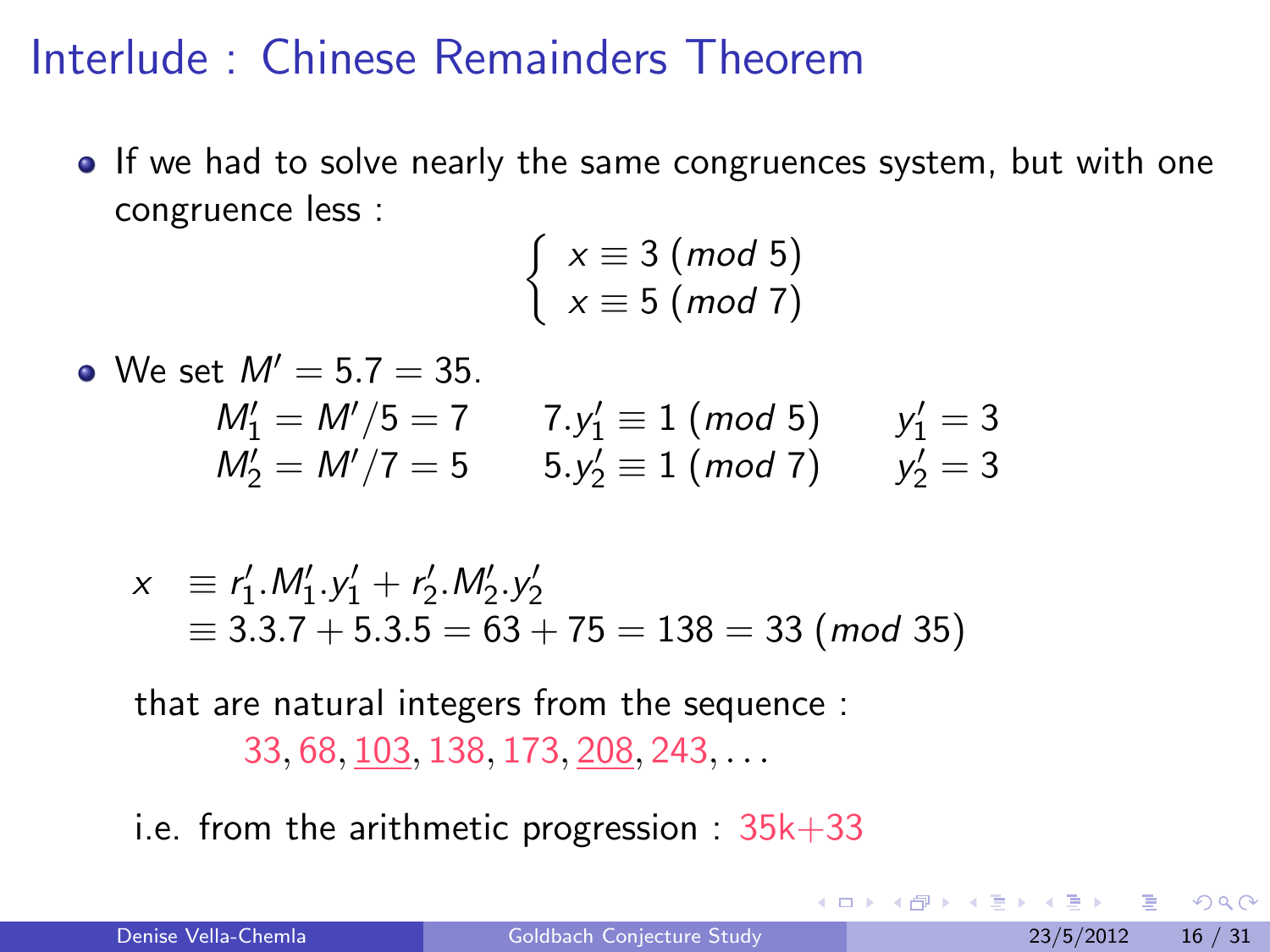# Interlude : Chinese Remainders Theorem

- If we had to solve nearly the same congruences system, but with one congruence less :

$$\begin{cases} x \equiv 3 \ (mod\ 5) \\ x \equiv 5 \ (mod\ 7) \end{cases}$$

- We set $M' = 5.7 = 35$.

$$\begin{array}{lll} M'_1 = M'/5 = 7 & 7.y'_1 \equiv 1 \ (mod\ 5) & y'_1 = 3 \\ M'_2 = M'/7 = 5 & 5.y'_2 \equiv 1 \ (mod\ 7) & y'_2 = 3 \end{array}$$

$$\begin{aligned} x &\equiv r'_1.M'_1.y'_1 + r'_2.M'_2.y'_2 \\ &\equiv 3.3.7 + 5.3.5 = 63 + 75 = 138 = 33 \ (mod\ 35) \end{aligned}$$

that are natural integers from the sequence :

$33, 68, \underline{103}, 138, 173, \underline{208}, 243, \ldots$

i.e. from the arithmetic progression : 35k+33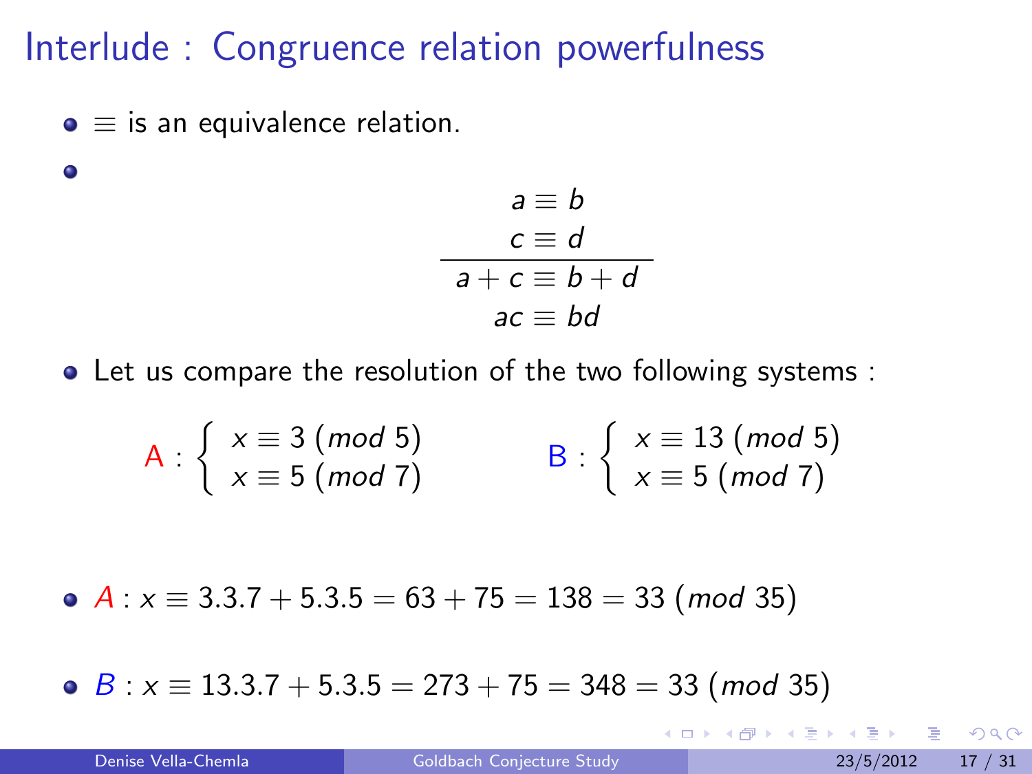# Interlude : Congruence relation powerfulness

- $\equiv$ is an equivalence relation.
-

$$\frac{\begin{array}{c} a \equiv b \\ c \equiv d \end{array}}{\begin{array}{c} a + c \equiv b + d \\ ac \equiv bd \end{array}}$$

- Let us compare the resolution of the two following systems :

$$\text{A} : \begin{cases} x \equiv 3 \ (mod\ 5) \\ x \equiv 5 \ (mod\ 7) \end{cases} \qquad \text{B} : \begin{cases} x \equiv 13 \ (mod\ 5) \\ x \equiv 5 \ (mod\ 7) \end{cases}$$

- $A : x \equiv 3.3.7 + 5.3.5 = 63 + 75 = 138 = 33 \ (mod\ 35)$

- $B : x \equiv 13.3.7 + 5.3.5 = 273 + 75 = 348 = 33 \ (mod\ 35)$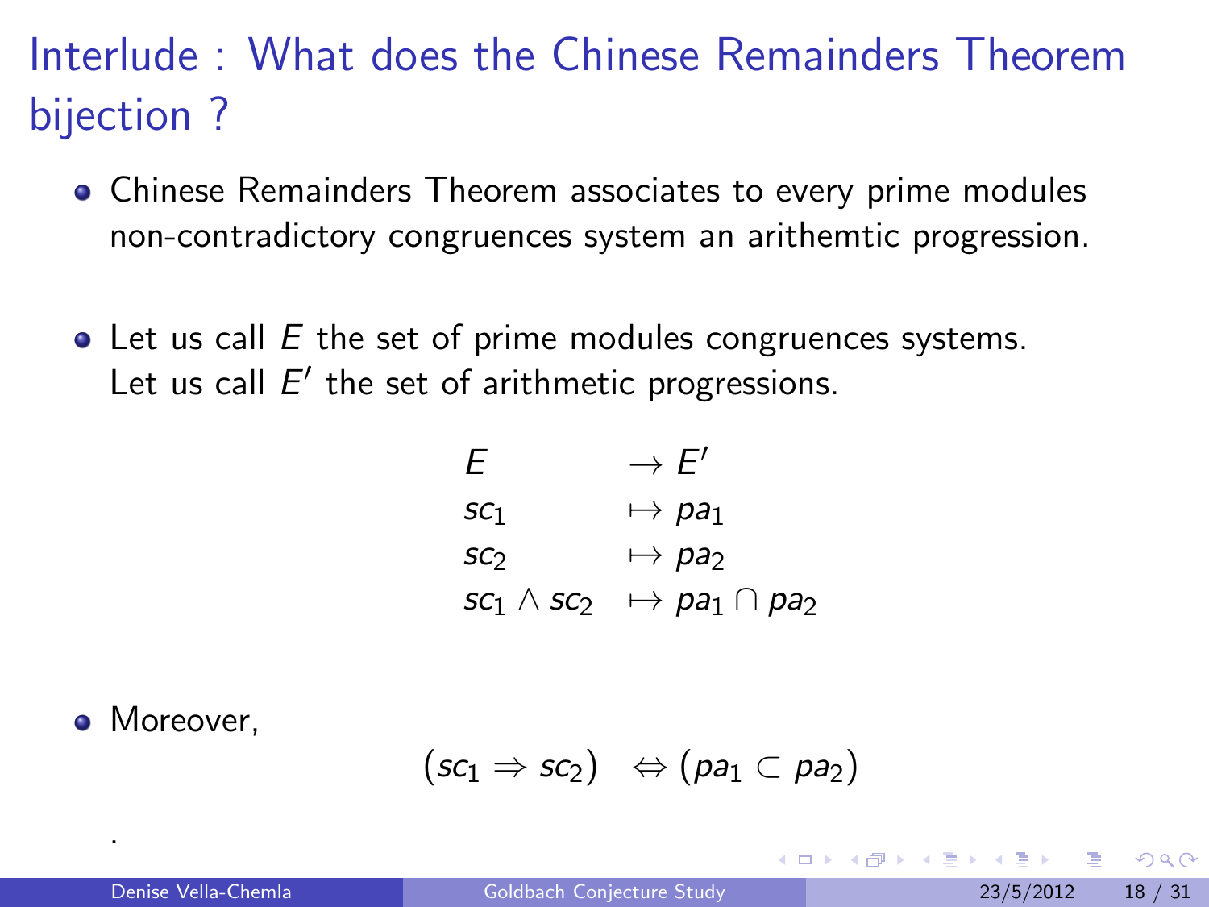# Interlude : What does the Chinese Remainders Theorem bijection ?

- Chinese Remainders Theorem associates to every prime modules non-contradictory congruences system an arithemtic progression.

- Let us call $E$ the set of prime modules congruences systems. Let us call $E'$ the set of arithmetic progressions.

$$
\begin{array}{ll}
E & \rightarrow E' \\
sc_1 & \mapsto pa_1 \\
sc_2 & \mapsto pa_2 \\
sc_1 \wedge sc_2 & \mapsto pa_1 \cap pa_2
\end{array}
$$

- Moreover,

$$(sc_1 \Rightarrow sc_2) \quad \Leftrightarrow (pa_1 \subset pa_2)$$

.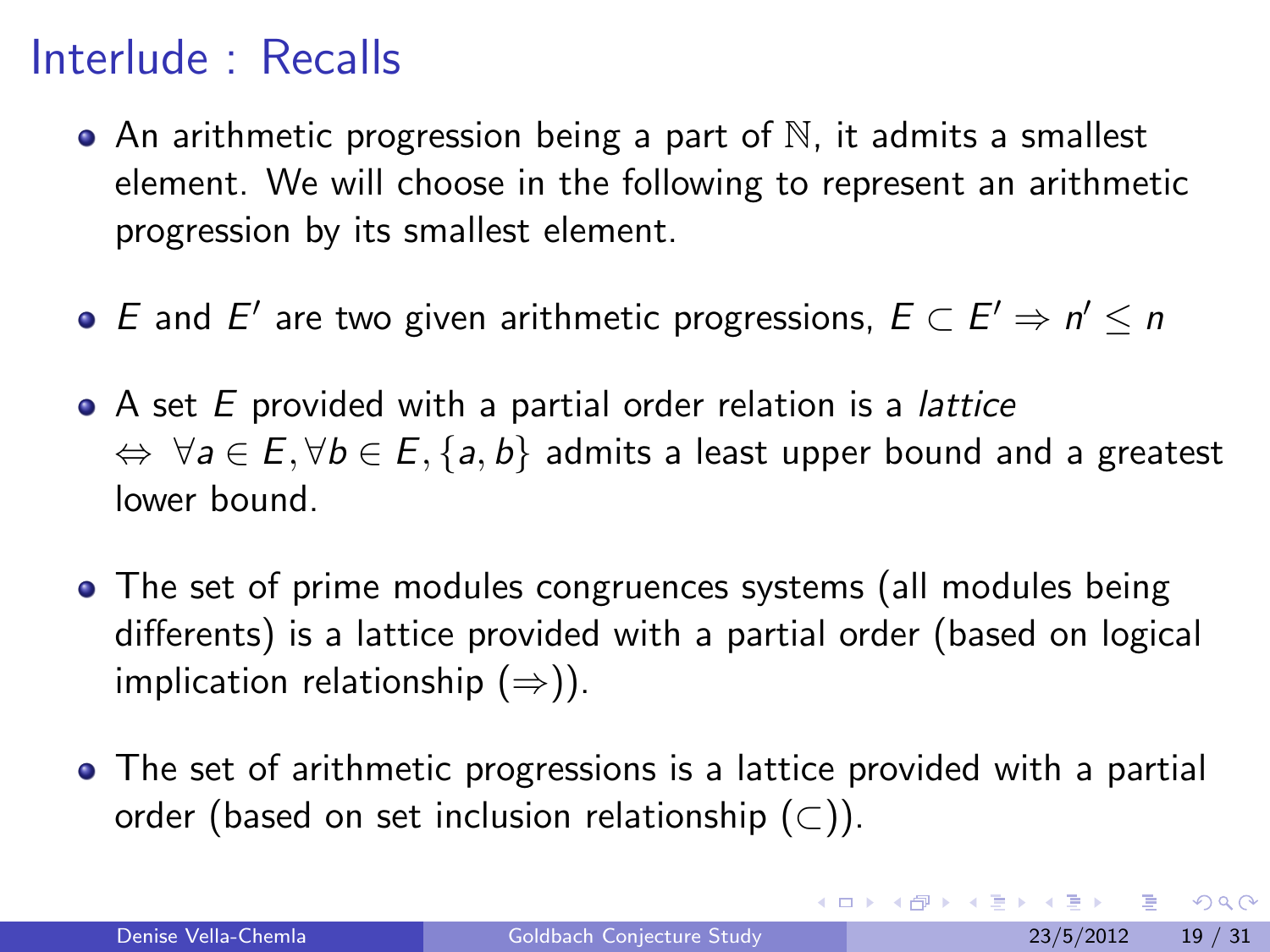# Interlude : Recalls

- An arithmetic progression being a part of $\mathbb{N}$, it admits a smallest element. We will choose in the following to represent an arithmetic progression by its smallest element.

- $E$ and $E'$ are two given arithmetic progressions, $E \subset E' \Rightarrow n' \leq n$

- A set $E$ provided with a partial order relation is a *lattice* $\Leftrightarrow \forall a \in E, \forall b \in E, \{a, b\}$ admits a least upper bound and a greatest lower bound.

- The set of prime modules congruences systems (all modules being differents) is a lattice provided with a partial order (based on logical implication relationship ($\Rightarrow$)).

- The set of arithmetic progressions is a lattice provided with a partial order (based on set inclusion relationship ($\subset$)).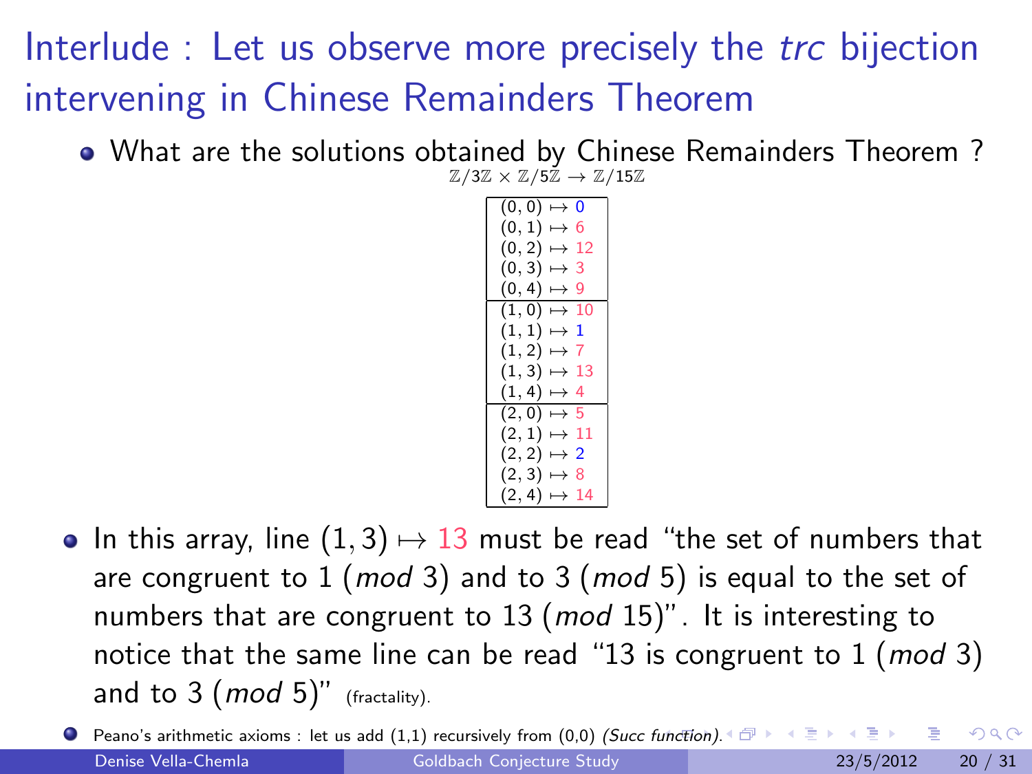# Interlude : Let us observe more precisely the *trc* bijection intervening in Chinese Remainders Theorem

- What are the solutions obtained by Chinese Remainders Theorem ?

$\mathbb{Z}/3\mathbb{Z} \times \mathbb{Z}/5\mathbb{Z} \rightarrow \mathbb{Z}/15\mathbb{Z}$

| |
|---|
| $(0,0) \mapsto 0$ |
| $(0,1) \mapsto 6$ |
| $(0,2) \mapsto 12$ |
| $(0,3) \mapsto 3$ |
| $(0,4) \mapsto 9$ |
| $(1,0) \mapsto 10$ |
| $(1,1) \mapsto 1$ |
| $(1,2) \mapsto 7$ |
| $(1,3) \mapsto 13$ |
| $(1,4) \mapsto 4$ |
| $(2,0) \mapsto 5$ |
| $(2,1) \mapsto 11$ |
| $(2,2) \mapsto 2$ |
| $(2,3) \mapsto 8$ |
| $(2,4) \mapsto 14$ |

- In this array, line $(1,3) \mapsto 13$ must be read "the set of numbers that are congruent to 1 ($mod$ 3) and to 3 ($mod$ 5) is equal to the set of numbers that are congruent to 13 ($mod$ 15)". It is interesting to notice that the same line can be read "13 is congruent to 1 ($mod$ 3) and to 3 ($mod$ 5)" (fractality).

- Peano's arithmetic axioms : let us add (1,1) recursively from (0,0) *(Succ function)*.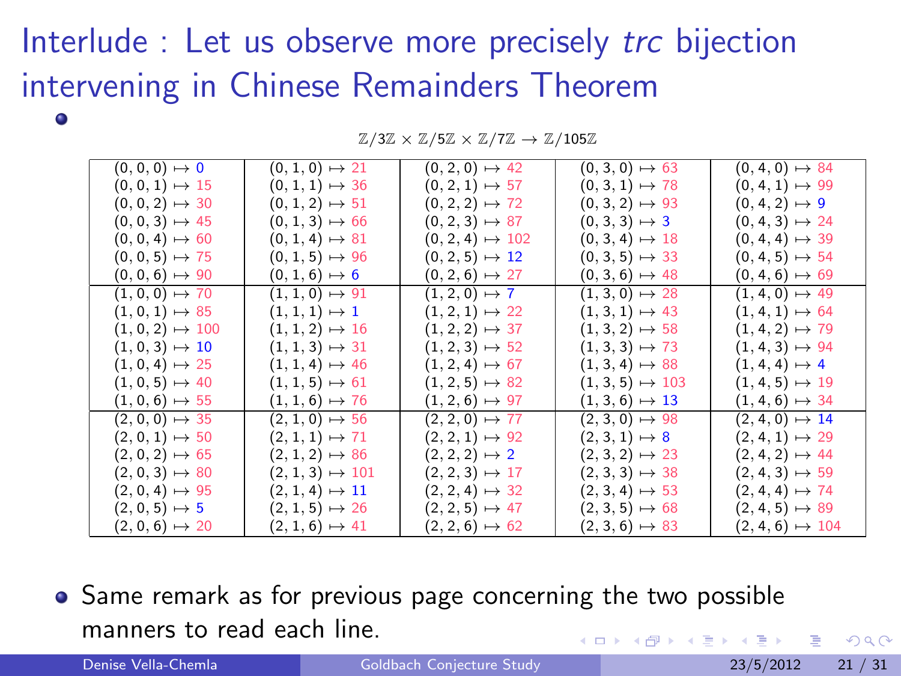# Interlude : Let us observe more precisely *trc* bijection intervening in Chinese Remainders Theorem

- $\mathbb{Z}/3\mathbb{Z} \times \mathbb{Z}/5\mathbb{Z} \times \mathbb{Z}/7\mathbb{Z} \to \mathbb{Z}/105\mathbb{Z}$

| | | | | |
|---|---|---|---|---|
| $(0,0,0) \mapsto 0$ | $(0,1,0) \mapsto 21$ | $(0,2,0) \mapsto 42$ | $(0,3,0) \mapsto 63$ | $(0,4,0) \mapsto 84$ |
| $(0,0,1) \mapsto 15$ | $(0,1,1) \mapsto 36$ | $(0,2,1) \mapsto 57$ | $(0,3,1) \mapsto 78$ | $(0,4,1) \mapsto 99$ |
| $(0,0,2) \mapsto 30$ | $(0,1,2) \mapsto 51$ | $(0,2,2) \mapsto 72$ | $(0,3,2) \mapsto 93$ | $(0,4,2) \mapsto 9$ |
| $(0,0,3) \mapsto 45$ | $(0,1,3) \mapsto 66$ | $(0,2,3) \mapsto 87$ | $(0,3,3) \mapsto 3$ | $(0,4,3) \mapsto 24$ |
| $(0,0,4) \mapsto 60$ | $(0,1,4) \mapsto 81$ | $(0,2,4) \mapsto 102$ | $(0,3,4) \mapsto 18$ | $(0,4,4) \mapsto 39$ |
| $(0,0,5) \mapsto 75$ | $(0,1,5) \mapsto 96$ | $(0,2,5) \mapsto 12$ | $(0,3,5) \mapsto 33$ | $(0,4,5) \mapsto 54$ |
| $(0,0,6) \mapsto 90$ | $(0,1,6) \mapsto 6$ | $(0,2,6) \mapsto 27$ | $(0,3,6) \mapsto 48$ | $(0,4,6) \mapsto 69$ |
| $(1,0,0) \mapsto 70$ | $(1,1,0) \mapsto 91$ | $(1,2,0) \mapsto 7$ | $(1,3,0) \mapsto 28$ | $(1,4,0) \mapsto 49$ |
| $(1,0,1) \mapsto 85$ | $(1,1,1) \mapsto 1$ | $(1,2,1) \mapsto 22$ | $(1,3,1) \mapsto 43$ | $(1,4,1) \mapsto 64$ |
| $(1,0,2) \mapsto 100$ | $(1,1,2) \mapsto 16$ | $(1,2,2) \mapsto 37$ | $(1,3,2) \mapsto 58$ | $(1,4,2) \mapsto 79$ |
| $(1,0,3) \mapsto 10$ | $(1,1,3) \mapsto 31$ | $(1,2,3) \mapsto 52$ | $(1,3,3) \mapsto 73$ | $(1,4,3) \mapsto 94$ |
| $(1,0,4) \mapsto 25$ | $(1,1,4) \mapsto 46$ | $(1,2,4) \mapsto 67$ | $(1,3,4) \mapsto 88$ | $(1,4,4) \mapsto 4$ |
| $(1,0,5) \mapsto 40$ | $(1,1,5) \mapsto 61$ | $(1,2,5) \mapsto 82$ | $(1,3,5) \mapsto 103$ | $(1,4,5) \mapsto 19$ |
| $(1,0,6) \mapsto 55$ | $(1,1,6) \mapsto 76$ | $(1,2,6) \mapsto 97$ | $(1,3,6) \mapsto 13$ | $(1,4,6) \mapsto 34$ |
| $(2,0,0) \mapsto 35$ | $(2,1,0) \mapsto 56$ | $(2,2,0) \mapsto 77$ | $(2,3,0) \mapsto 98$ | $(2,4,0) \mapsto 14$ |
| $(2,0,1) \mapsto 50$ | $(2,1,1) \mapsto 71$ | $(2,2,1) \mapsto 92$ | $(2,3,1) \mapsto 8$ | $(2,4,1) \mapsto 29$ |
| $(2,0,2) \mapsto 65$ | $(2,1,2) \mapsto 86$ | $(2,2,2) \mapsto 2$ | $(2,3,2) \mapsto 23$ | $(2,4,2) \mapsto 44$ |
| $(2,0,3) \mapsto 80$ | $(2,1,3) \mapsto 101$ | $(2,2,3) \mapsto 17$ | $(2,3,3) \mapsto 38$ | $(2,4,3) \mapsto 59$ |
| $(2,0,4) \mapsto 95$ | $(2,1,4) \mapsto 11$ | $(2,2,4) \mapsto 32$ | $(2,3,4) \mapsto 53$ | $(2,4,4) \mapsto 74$ |
| $(2,0,5) \mapsto 5$ | $(2,1,5) \mapsto 26$ | $(2,2,5) \mapsto 47$ | $(2,3,5) \mapsto 68$ | $(2,4,5) \mapsto 89$ |
| $(2,0,6) \mapsto 20$ | $(2,1,6) \mapsto 41$ | $(2,2,6) \mapsto 62$ | $(2,3,6) \mapsto 83$ | $(2,4,6) \mapsto 104$ |

- Same remark as for previous page concerning the two possible manners to read each line.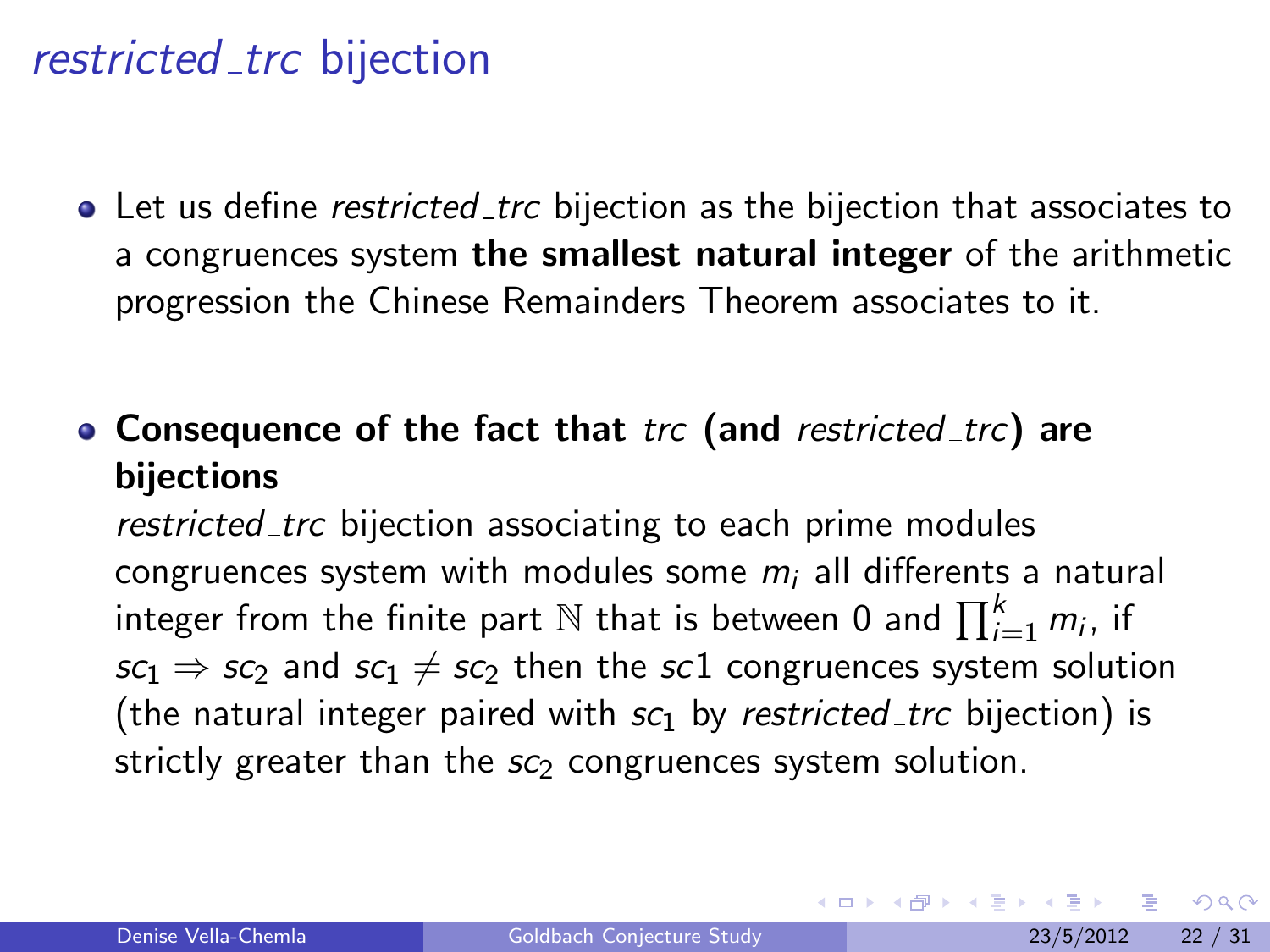# *restricted_trc* bijection

- Let us define *restricted_trc* bijection as the bijection that associates to a congruences system **the smallest natural integer** of the arithmetic progression the Chinese Remainders Theorem associates to it.

- **Consequence of the fact that *trc* (and *restricted_trc*) are bijections**
  *restricted_trc* bijection associating to each prime modules congruences system with modules some $m_i$ all differents a natural integer from the finite part $\mathbb{N}$ that is between 0 and $\prod_{i=1}^{k} m_i$, if $sc_1 \Rightarrow sc_2$ and $sc_1 \neq sc_2$ then the $sc1$ congruences system solution (the natural integer paired with $sc_1$ by *restricted_trc* bijection) is strictly greater than the $sc_2$ congruences system solution.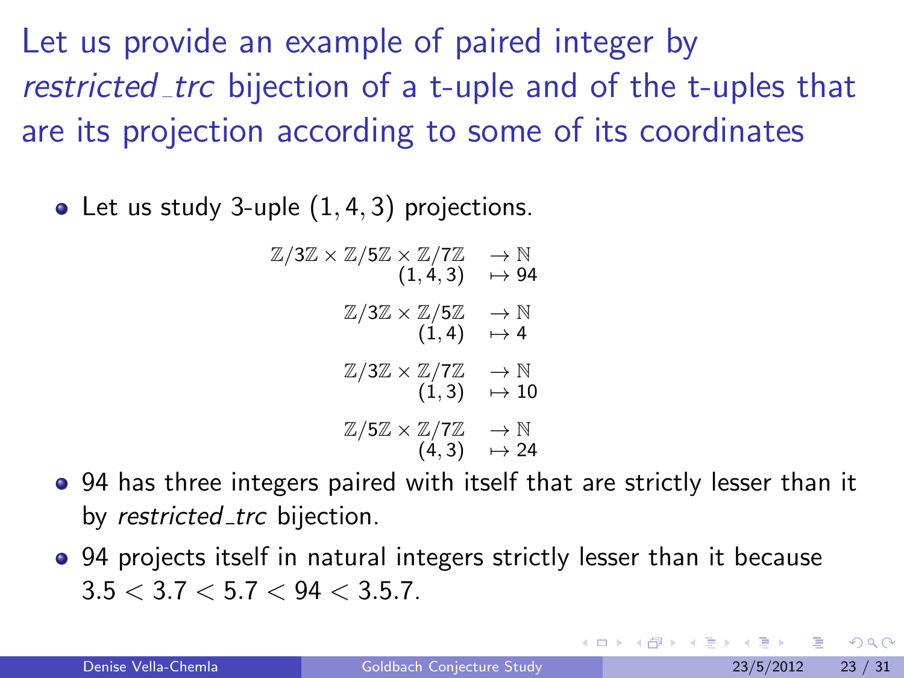# Let us provide an example of paired integer by *restricted_trc* bijection of a t-uple and of the t-uples that are its projection according to some of its coordinates

- Let us study 3-uple $(1, 4, 3)$ projections.

$$\begin{array}{rl} \mathbb{Z}/3\mathbb{Z} \times \mathbb{Z}/5\mathbb{Z} \times \mathbb{Z}/7\mathbb{Z} & \to \mathbb{N} \\ (1,4,3) & \mapsto 94 \end{array}$$

$$\begin{array}{rl} \mathbb{Z}/3\mathbb{Z} \times \mathbb{Z}/5\mathbb{Z} & \to \mathbb{N} \\ (1,4) & \mapsto 4 \end{array}$$

$$\begin{array}{rl} \mathbb{Z}/3\mathbb{Z} \times \mathbb{Z}/7\mathbb{Z} & \to \mathbb{N} \\ (1,3) & \mapsto 10 \end{array}$$

$$\begin{array}{rl} \mathbb{Z}/5\mathbb{Z} \times \mathbb{Z}/7\mathbb{Z} & \to \mathbb{N} \\ (4,3) & \mapsto 24 \end{array}$$

- 94 has three integers paired with itself that are strictly lesser than it by *restricted_trc* bijection.
- 94 projects itself in natural integers strictly lesser than it because $3.5 < 3.7 < 5.7 < 94 < 3.5.7$.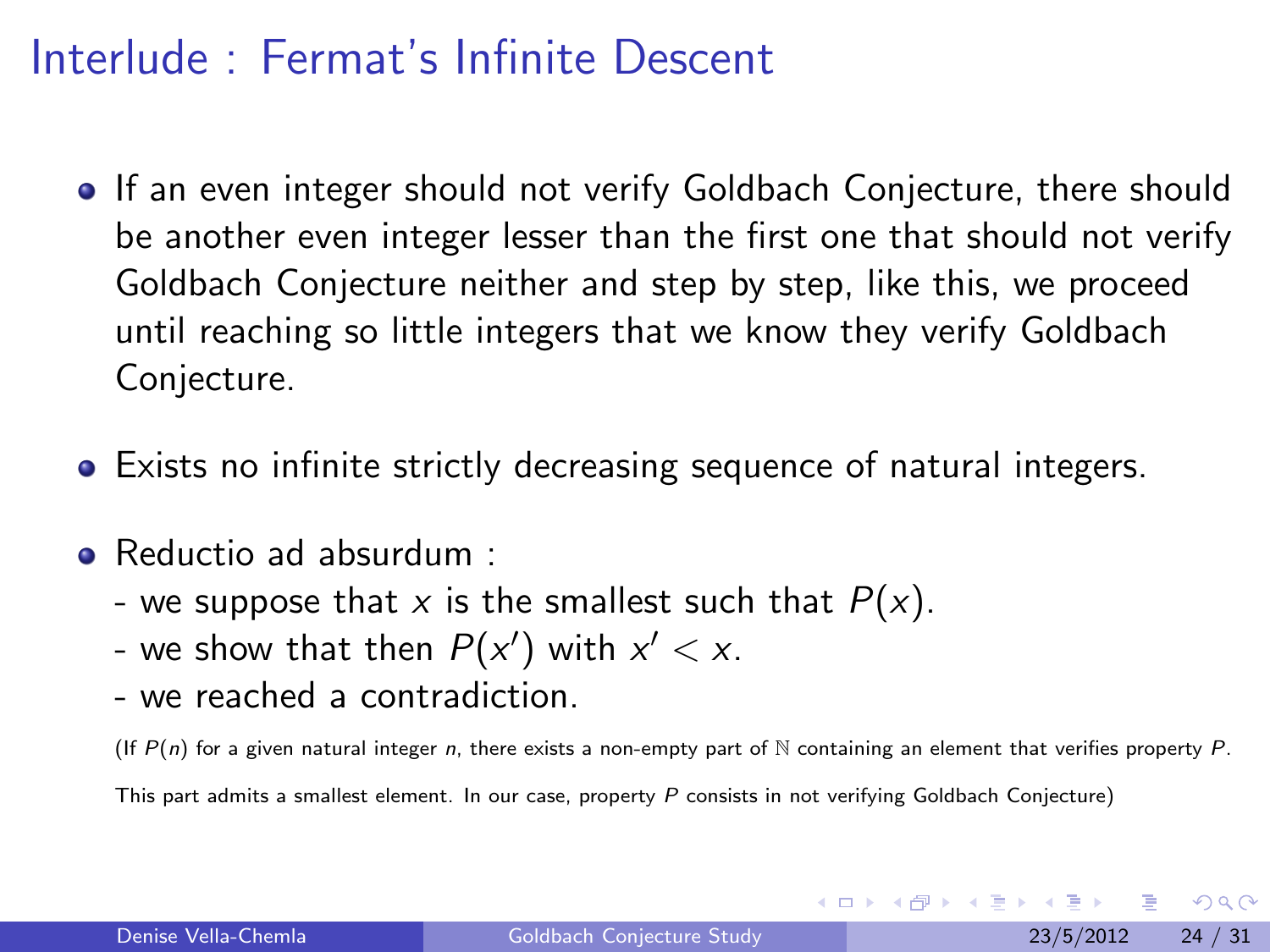# Interlude : Fermat's Infinite Descent

- If an even integer should not verify Goldbach Conjecture, there should be another even integer lesser than the first one that should not verify Goldbach Conjecture neither and step by step, like this, we proceed until reaching so little integers that we know they verify Goldbach Conjecture.

- Exists no infinite strictly decreasing sequence of natural integers.

- Reductio ad absurdum :
  - we suppose that $x$ is the smallest such that $P(x)$.
  - we show that then $P(x')$ with $x' < x$.
  - we reached a contradiction.

  (If $P(n)$ for a given natural integer $n$, there exists a non-empty part of $\mathbb{N}$ containing an element that verifies property $P$.

  This part admits a smallest element. In our case, property $P$ consists in not verifying Goldbach Conjecture)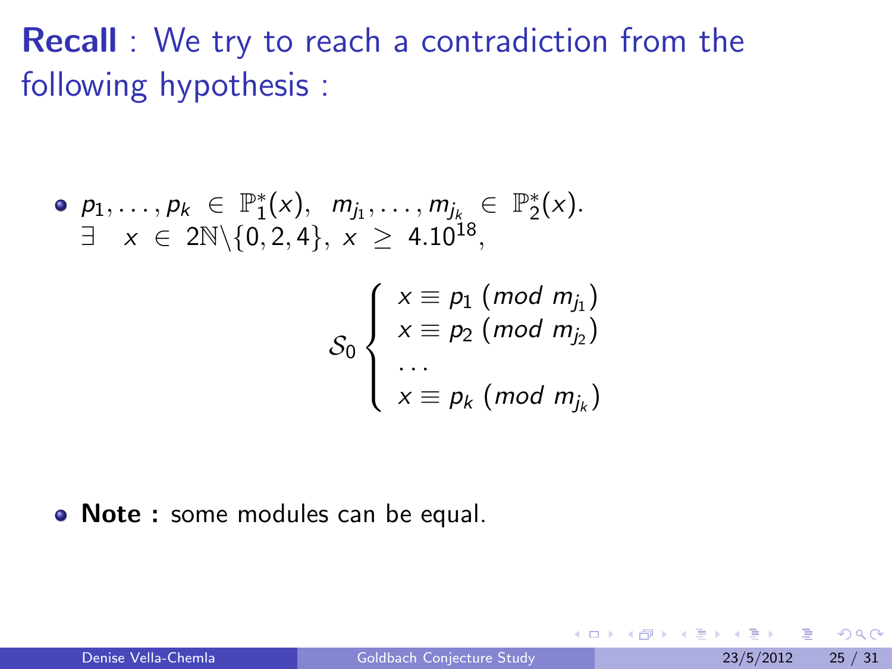**Recall** : We try to reach a contradiction from the following hypothesis :

- $p_1, \ldots, p_k \in \mathbb{P}_1^*(x), \ \ m_{j_1}, \ldots, m_{j_k} \in \mathbb{P}_2^*(x).$
  $\exists \ \ x \in 2\mathbb{N}\backslash\{0, 2, 4\}, \ x \geq 4.10^{18},$

$$\mathcal{S}_0 \left\{ \begin{array}{l} x \equiv p_1 \ (mod \ m_{j_1}) \\ x \equiv p_2 \ (mod \ m_{j_2}) \\ \ldots \\ x \equiv p_k \ (mod \ m_{j_k}) \end{array} \right.$$

- **Note :** some modules can be equal.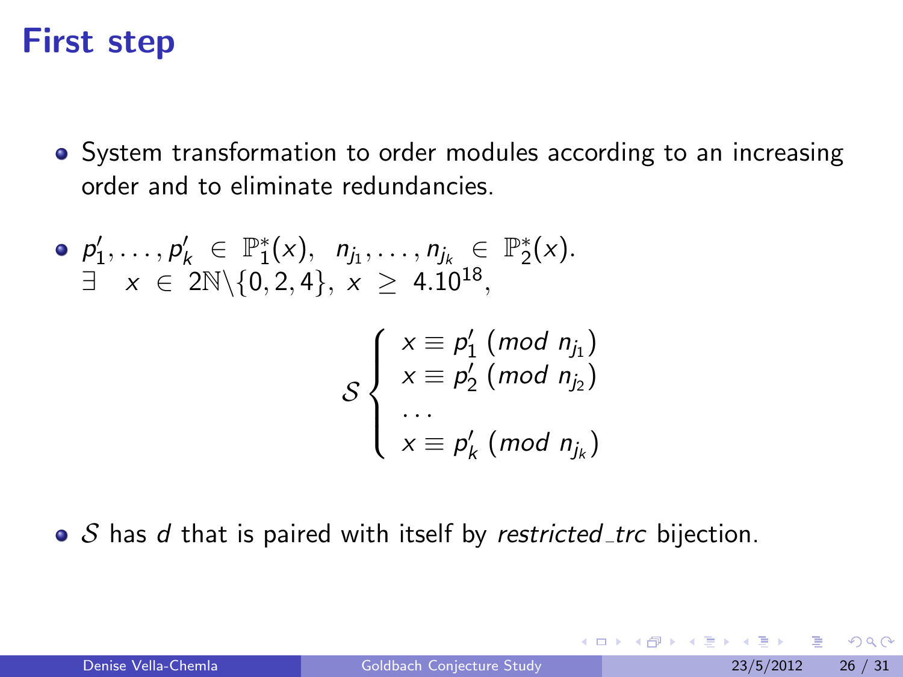# First step

- System transformation to order modules according to an increasing order and to eliminate redundancies.
- $p'_1, \ldots, p'_k \in \mathbb{P}^*_1(x),\ \ n_{j_1}, \ldots, n_{j_k} \in \mathbb{P}^*_2(x).$
  $\exists \quad x \in 2\mathbb{N}\backslash\{0,2,4\},\ x \geq 4.10^{18},$

$$\mathcal{S}\left\{\begin{array}{l} x \equiv p'_1\ (mod\ n_{j_1}) \\ x \equiv p'_2\ (mod\ n_{j_2}) \\ \ldots \\ x \equiv p'_k\ (mod\ n_{j_k}) \end{array}\right.$$

- $\mathcal{S}$ has $d$ that is paired with itself by *restricted_trc* bijection.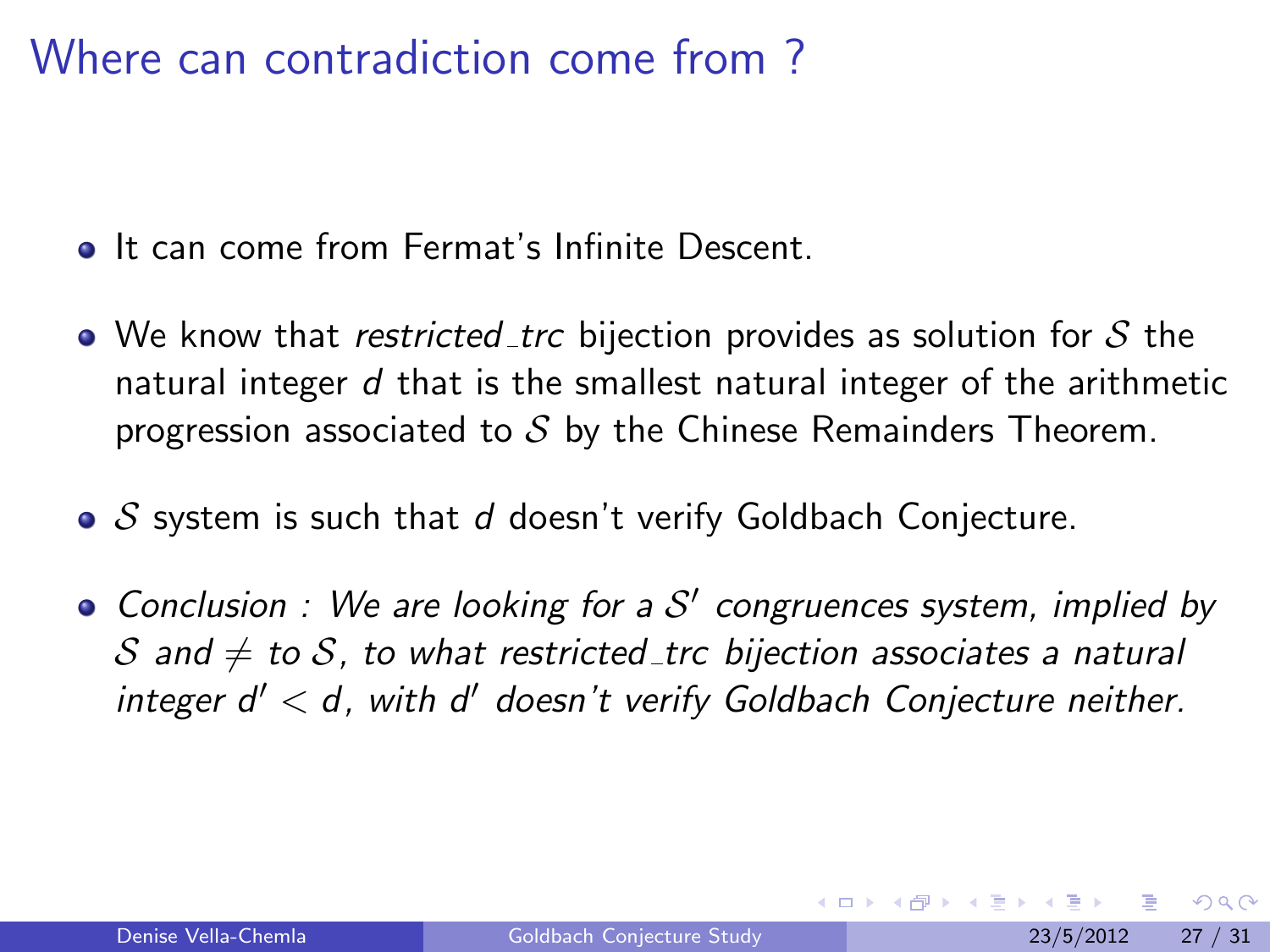# Where can contradiction come from ?

- It can come from Fermat's Infinite Descent.
- We know that *restricted_trc* bijection provides as solution for $\mathcal{S}$ the natural integer $d$ that is the smallest natural integer of the arithmetic progression associated to $\mathcal{S}$ by the Chinese Remainders Theorem.
- $\mathcal{S}$ system is such that $d$ doesn't verify Goldbach Conjecture.
- *Conclusion : We are looking for a $\mathcal{S}'$ congruences system, implied by $\mathcal{S}$ and $\neq$ to $\mathcal{S}$, to what restricted_trc bijection associates a natural integer $d' < d$, with $d'$ doesn't verify Goldbach Conjecture neither.*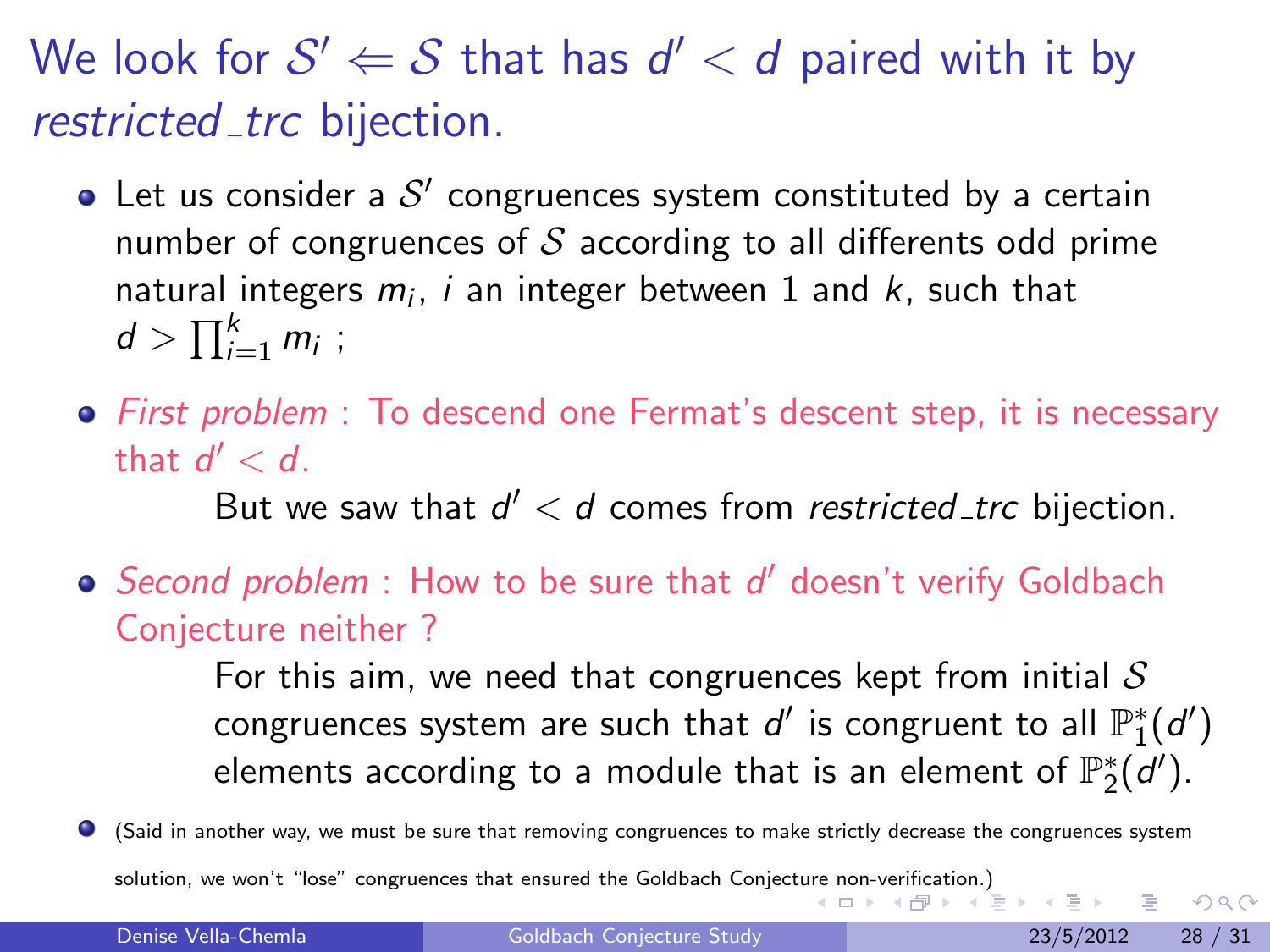## We look for $\mathcal{S}' \Leftarrow \mathcal{S}$ that has $d' < d$ paired with it by *restricted_trc* bijection.

- Let us consider a $\mathcal{S}'$ congruences system constituted by a certain number of congruences of $\mathcal{S}$ according to all differents odd prime natural integers $m_i$, $i$ an integer between 1 and $k$, such that $d > \prod_{i=1}^{k} m_i$ ;
- *First problem* : To descend one Fermat's descent step, it is necessary that $d' < d$.

  But we saw that $d' < d$ comes from *restricted_trc* bijection.
- *Second problem* : How to be sure that $d'$ doesn't verify Goldbach Conjecture neither ?

  For this aim, we need that congruences kept from initial $\mathcal{S}$ congruences system are such that $d'$ is congruent to all $\mathbb{P}_1^*(d')$ elements according to a module that is an element of $\mathbb{P}_2^*(d')$.
- (Said in another way, we must be sure that removing congruences to make strictly decrease the congruences system solution, we won't "lose" congruences that ensured the Goldbach Conjecture non-verification.)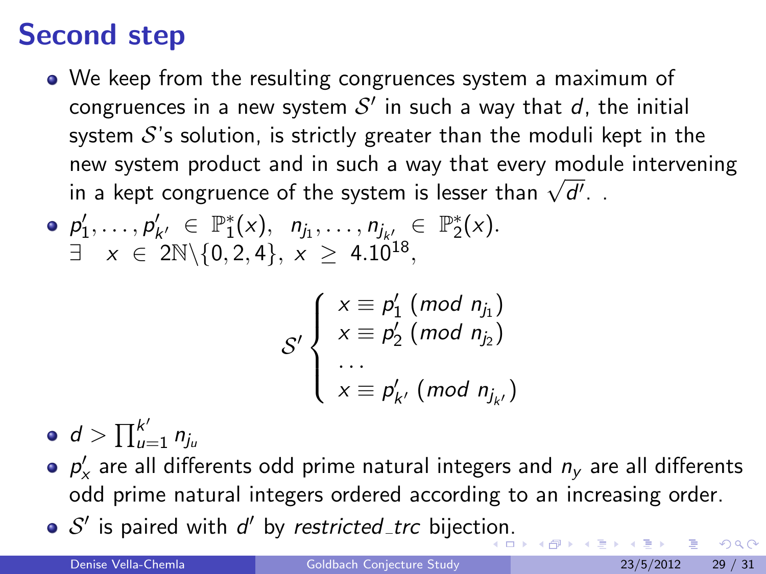# Second step

- We keep from the resulting congruences system a maximum of congruences in a new system $\mathcal{S}'$ in such a way that $d$, the initial system $\mathcal{S}$'s solution, is strictly greater than the moduli kept in the new system product and in such a way that every module intervening in a kept congruence of the system is lesser than $\sqrt{d'}$. .
- $p'_1, \ldots, p'_{k'} \in \mathbb{P}_1^*(x), \;\; n_{j_1}, \ldots, n_{j_{k'}} \in \mathbb{P}_2^*(x)$.
  $\exists \quad x \in 2\mathbb{N}\backslash\{0, 2, 4\}, \; x \geq 4.10^{18}$,

$$\mathcal{S}' \left\{ \begin{array}{l} x \equiv p'_1 \; (mod \; n_{j_1}) \\ x \equiv p'_2 \; (mod \; n_{j_2}) \\ \ldots \\ x \equiv p'_{k'} \; (mod \; n_{j_{k'}}) \end{array} \right.$$

- $d > \prod_{u=1}^{k'} n_{j_u}$
- $p'_x$ are all differents odd prime natural integers and $n_y$ are all differents odd prime natural integers ordered according to an increasing order.
- $\mathcal{S}'$ is paired with $d'$ by *restricted_trc* bijection.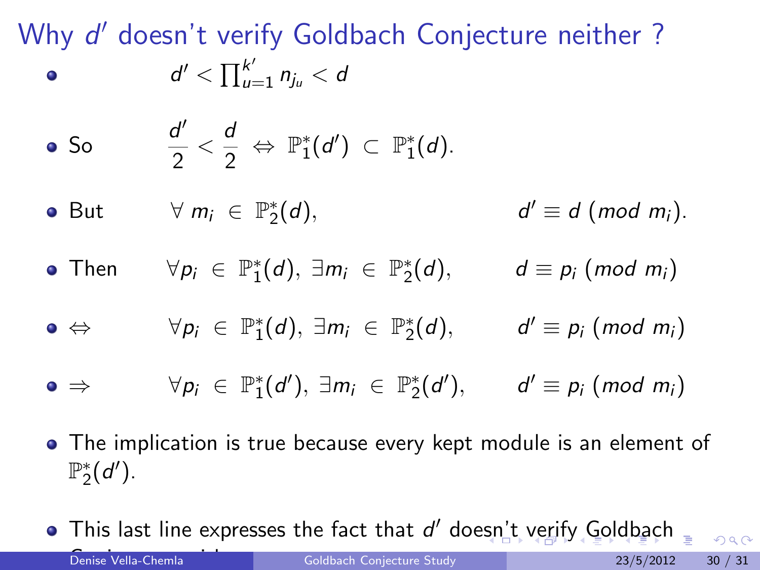# Why $d'$ doesn't verify Goldbach Conjecture neither ?

- $$d' < \prod_{u=1}^{k'} n_{j_u} < d$$
- So $$\frac{d'}{2} < \frac{d}{2} \Leftrightarrow \mathbb{P}_1^*(d') \subset \mathbb{P}_1^*(d).$$
- But $\forall\, m_i \in \mathbb{P}_2^*(d),$ $\quad d' \equiv d \ (mod\ m_i).$
- Then $\forall p_i \in \mathbb{P}_1^*(d),\ \exists m_i \in \mathbb{P}_2^*(d),$ $\quad d \equiv p_i \ (mod\ m_i)$
- $\Leftrightarrow$ $\forall p_i \in \mathbb{P}_1^*(d),\ \exists m_i \in \mathbb{P}_2^*(d),$ $\quad d' \equiv p_i \ (mod\ m_i)$
- $\Rightarrow$ $\forall p_i \in \mathbb{P}_1^*(d'),\ \exists m_i \in \mathbb{P}_2^*(d'),$ $\quad d' \equiv p_i \ (mod\ m_i)$
- The implication is true because every kept module is an element of $\mathbb{P}_2^*(d')$.
- This last line expresses the fact that $d'$ doesn't verify Goldbach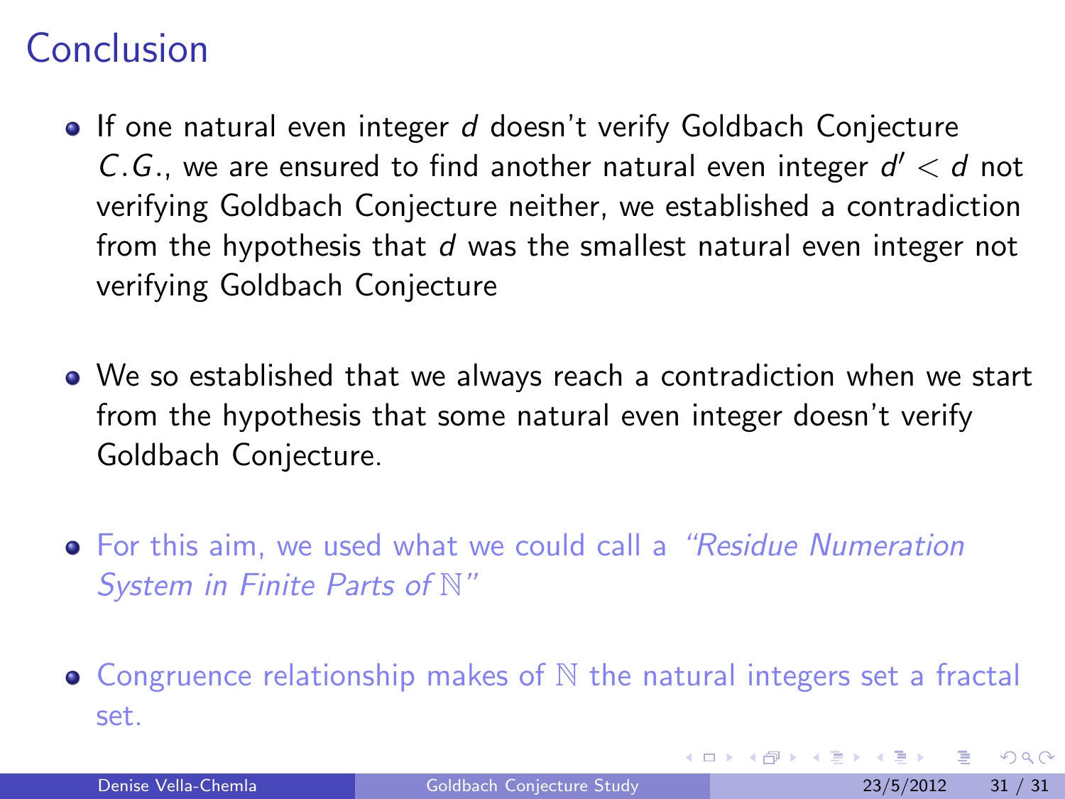# Conclusion

- If one natural even integer $d$ doesn't verify Goldbach Conjecture $C.G.$, we are ensured to find another natural even integer $d' < d$ not verifying Goldbach Conjecture neither, we established a contradiction from the hypothesis that $d$ was the smallest natural even integer not verifying Goldbach Conjecture

- We so established that we always reach a contradiction when we start from the hypothesis that some natural even integer doesn't verify Goldbach Conjecture.

- For this aim, we used what we could call a *"Residue Numeration System in Finite Parts of $\mathbb{N}$"*

- Congruence relationship makes of $\mathbb{N}$ the natural integers set a fractal set.